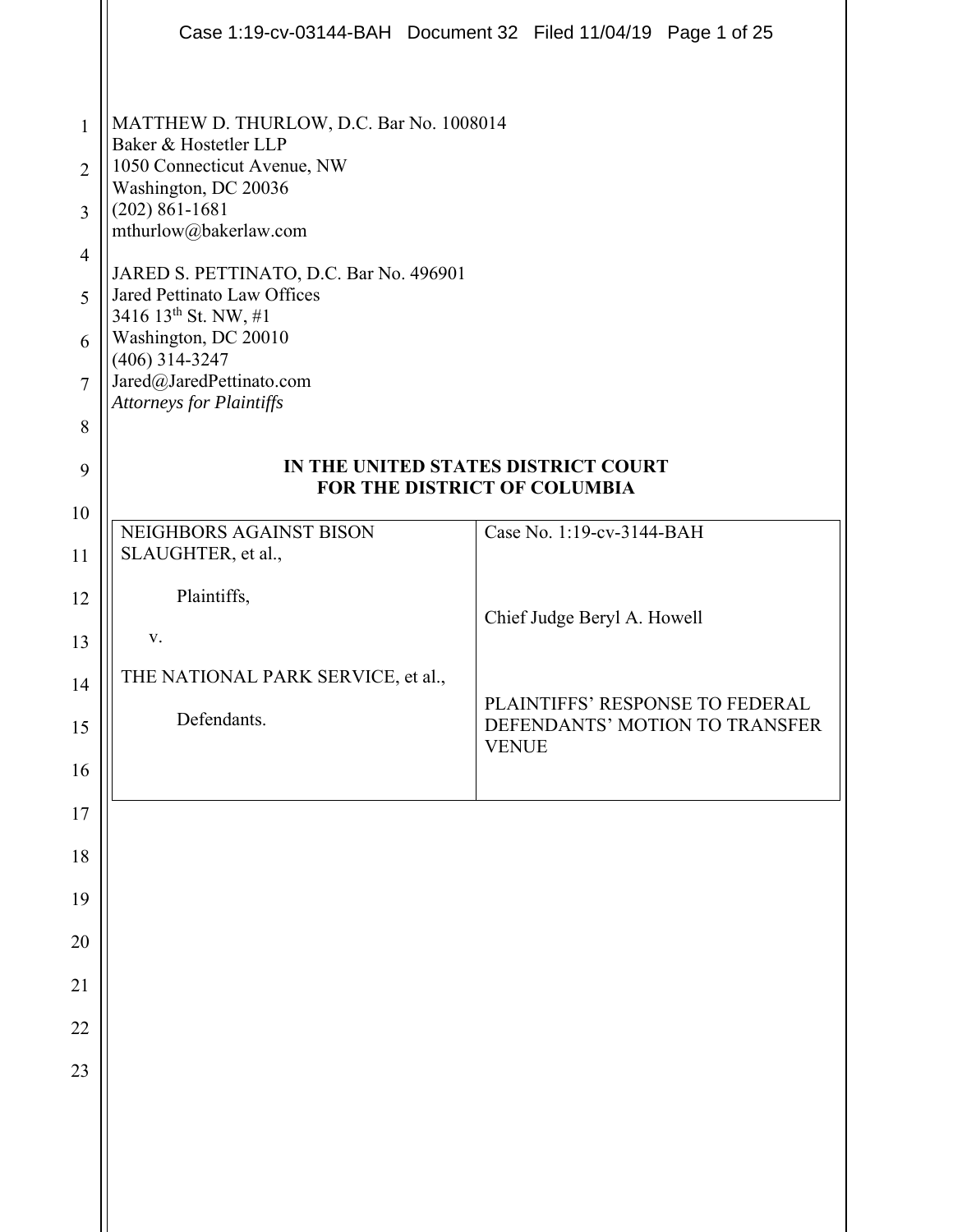MATTHEW D. THURLOW, D.C. Bar No. 1008014
Baker & Hostetler LLP
1050 Connecticut Avenue, NW
Washington, DC 20036
(202) 861-1681
mthurlow@bakerlaw.com

JARED S. PETTINATO, D.C. Bar No. 496901
Jared Pettinato Law Offices
3416 13th St. NW, #1
Washington, DC 20010
(406) 314-3247
Jared@JaredPettinato.com
*Attorneys for Plaintiffs*

**IN THE UNITED STATES DISTRICT COURT**
**FOR THE DISTRICT OF COLUMBIA**

| | |
|---|---|
| NEIGHBORS AGAINST BISON SLAUGHTER, et al.,<br><br>Plaintiffs,<br><br>v.<br><br>THE NATIONAL PARK SERVICE, et al.,<br><br>Defendants. | Case No. 1:19-cv-3144-BAH<br><br>Chief Judge Beryl A. Howell<br><br>PLAINTIFFS' RESPONSE TO FEDERAL DEFENDANTS' MOTION TO TRANSFER VENUE |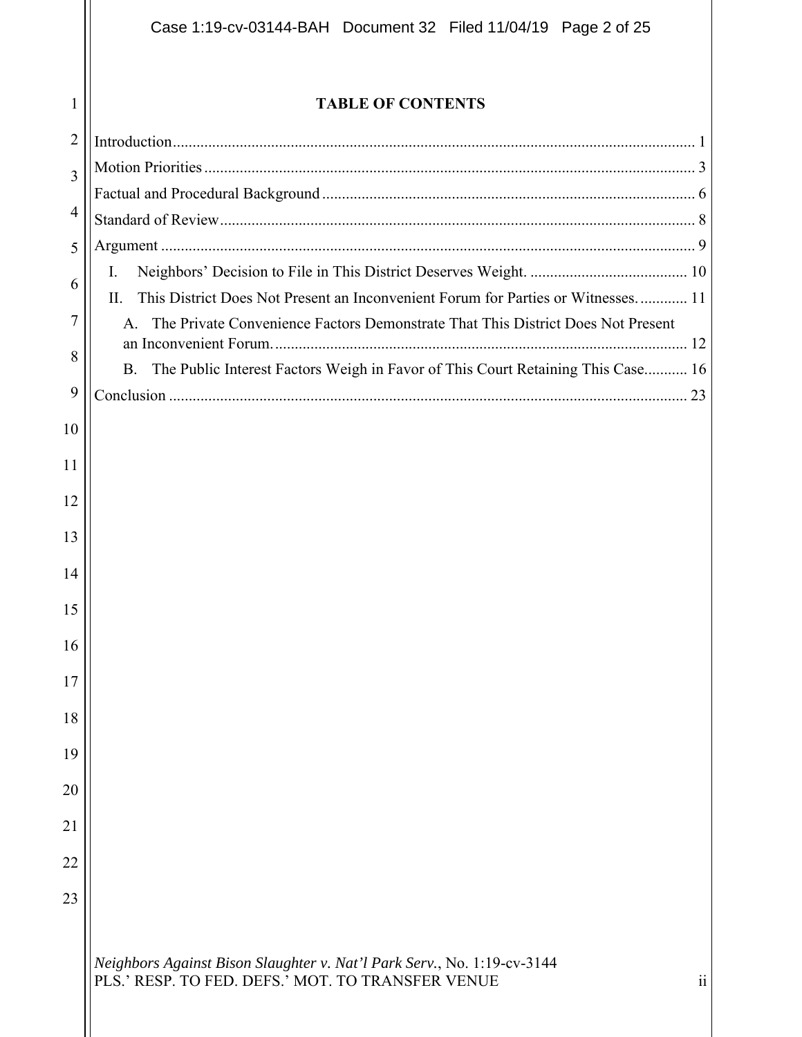# TABLE OF CONTENTS

Introduction .................................................................................................................... 1

Motion Priorities ............................................................................................................ 3

Factual and Procedural Background .............................................................................. 6

Standard of Review ........................................................................................................ 8

Argument ....................................................................................................................... 9

- I. Neighbors' Decision to File in This District Deserves Weight. ........................................ 10
- II. This District Does Not Present an Inconvenient Forum for Parties or Witnesses. ............ 11
  - A. The Private Convenience Factors Demonstrate That This District Does Not Present an Inconvenient Forum. ......................................................................................................... 12
  - B. The Public Interest Factors Weigh in Favor of This Court Retaining This Case........... 16

Conclusion ................................................................................................................... 23

*Neighbors Against Bison Slaughter v. Nat'l Park Serv.*, No. 1:19-cv-3144
PLS.' RESP. TO FED. DEFS.' MOT. TO TRANSFER VENUE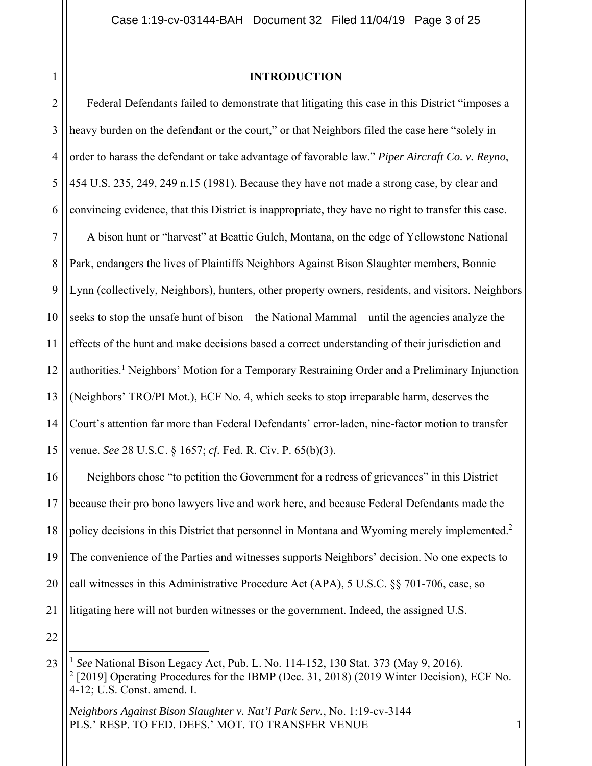## INTRODUCTION

Federal Defendants failed to demonstrate that litigating this case in this District "imposes a heavy burden on the defendant or the court," or that Neighbors filed the case here "solely in order to harass the defendant or take advantage of favorable law." *Piper Aircraft Co. v. Reyno*, 454 U.S. 235, 249, 249 n.15 (1981). Because they have not made a strong case, by clear and convincing evidence, that this District is inappropriate, they have no right to transfer this case.

A bison hunt or "harvest" at Beattie Gulch, Montana, on the edge of Yellowstone National Park, endangers the lives of Plaintiffs Neighbors Against Bison Slaughter members, Bonnie Lynn (collectively, Neighbors), hunters, other property owners, residents, and visitors. Neighbors seeks to stop the unsafe hunt of bison—the National Mammal—until the agencies analyze the effects of the hunt and make decisions based a correct understanding of their jurisdiction and authorities.[1] Neighbors' Motion for a Temporary Restraining Order and a Preliminary Injunction (Neighbors' TRO/PI Mot.), ECF No. 4, which seeks to stop irreparable harm, deserves the Court's attention far more than Federal Defendants' error-laden, nine-factor motion to transfer venue. *See* 28 U.S.C. § 1657; *cf.* Fed. R. Civ. P. 65(b)(3).

Neighbors chose "to petition the Government for a redress of grievances" in this District because their pro bono lawyers live and work here, and because Federal Defendants made the policy decisions in this District that personnel in Montana and Wyoming merely implemented.[2] The convenience of the Parties and witnesses supports Neighbors' decision. No one expects to call witnesses in this Administrative Procedure Act (APA), 5 U.S.C. §§ 701-706, case, so litigating here will not burden witnesses or the government. Indeed, the assigned U.S.

---

[1] *See* National Bison Legacy Act, Pub. L. No. 114-152, 130 Stat. 373 (May 9, 2016).

[2] [2019] Operating Procedures for the IBMP (Dec. 31, 2018) (2019 Winter Decision), ECF No. 4-12; U.S. Const. amend. I.

*Neighbors Against Bison Slaughter v. Nat'l Park Serv.*, No. 1:19-cv-3144
PLS.' RESP. TO FED. DEFS.' MOT. TO TRANSFER VENUE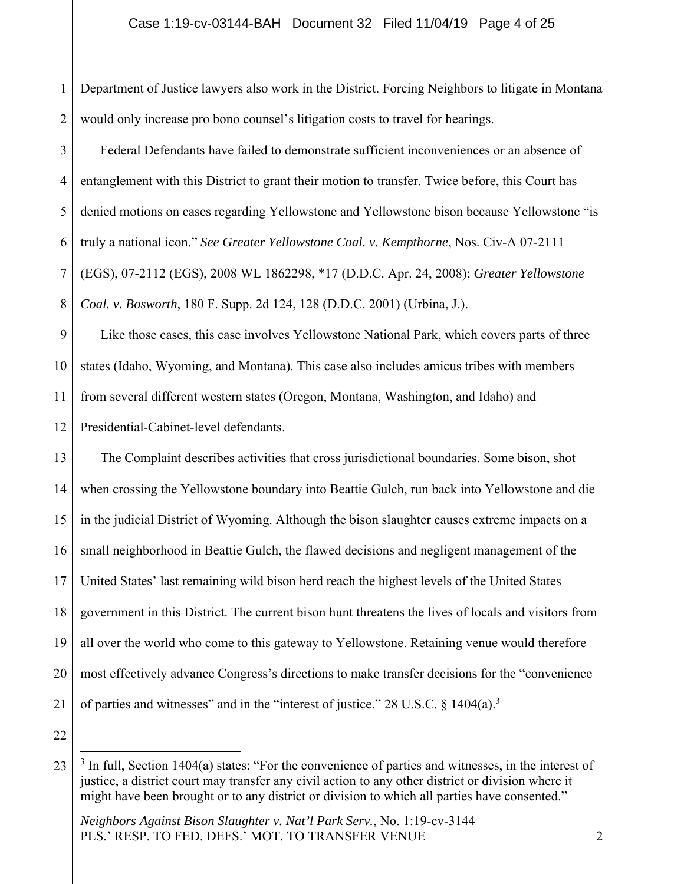Department of Justice lawyers also work in the District. Forcing Neighbors to litigate in Montana would only increase pro bono counsel's litigation costs to travel for hearings.

Federal Defendants have failed to demonstrate sufficient inconveniences or an absence of entanglement with this District to grant their motion to transfer. Twice before, this Court has denied motions on cases regarding Yellowstone and Yellowstone bison because Yellowstone "is truly a national icon." *See Greater Yellowstone Coal. v. Kempthorne*, Nos. Civ-A 07-2111 (EGS), 07-2112 (EGS), 2008 WL 1862298, *17 (D.D.C. Apr. 24, 2008); *Greater Yellowstone Coal. v. Bosworth*, 180 F. Supp. 2d 124, 128 (D.D.C. 2001) (Urbina, J.).

Like those cases, this case involves Yellowstone National Park, which covers parts of three states (Idaho, Wyoming, and Montana). This case also includes amicus tribes with members from several different western states (Oregon, Montana, Washington, and Idaho) and Presidential-Cabinet-level defendants.

The Complaint describes activities that cross jurisdictional boundaries. Some bison, shot when crossing the Yellowstone boundary into Beattie Gulch, run back into Yellowstone and die in the judicial District of Wyoming. Although the bison slaughter causes extreme impacts on a small neighborhood in Beattie Gulch, the flawed decisions and negligent management of the United States' last remaining wild bison herd reach the highest levels of the United States government in this District. The current bison hunt threatens the lives of locals and visitors from all over the world who come to this gateway to Yellowstone. Retaining venue would therefore most effectively advance Congress's directions to make transfer decisions for the "convenience of parties and witnesses" and in the "interest of justice." 28 U.S.C. § 1404(a).[3]

[3] In full, Section 1404(a) states: "For the convenience of parties and witnesses, in the interest of justice, a district court may transfer any civil action to any other district or division where it might have been brought or to any district or division to which all parties have consented."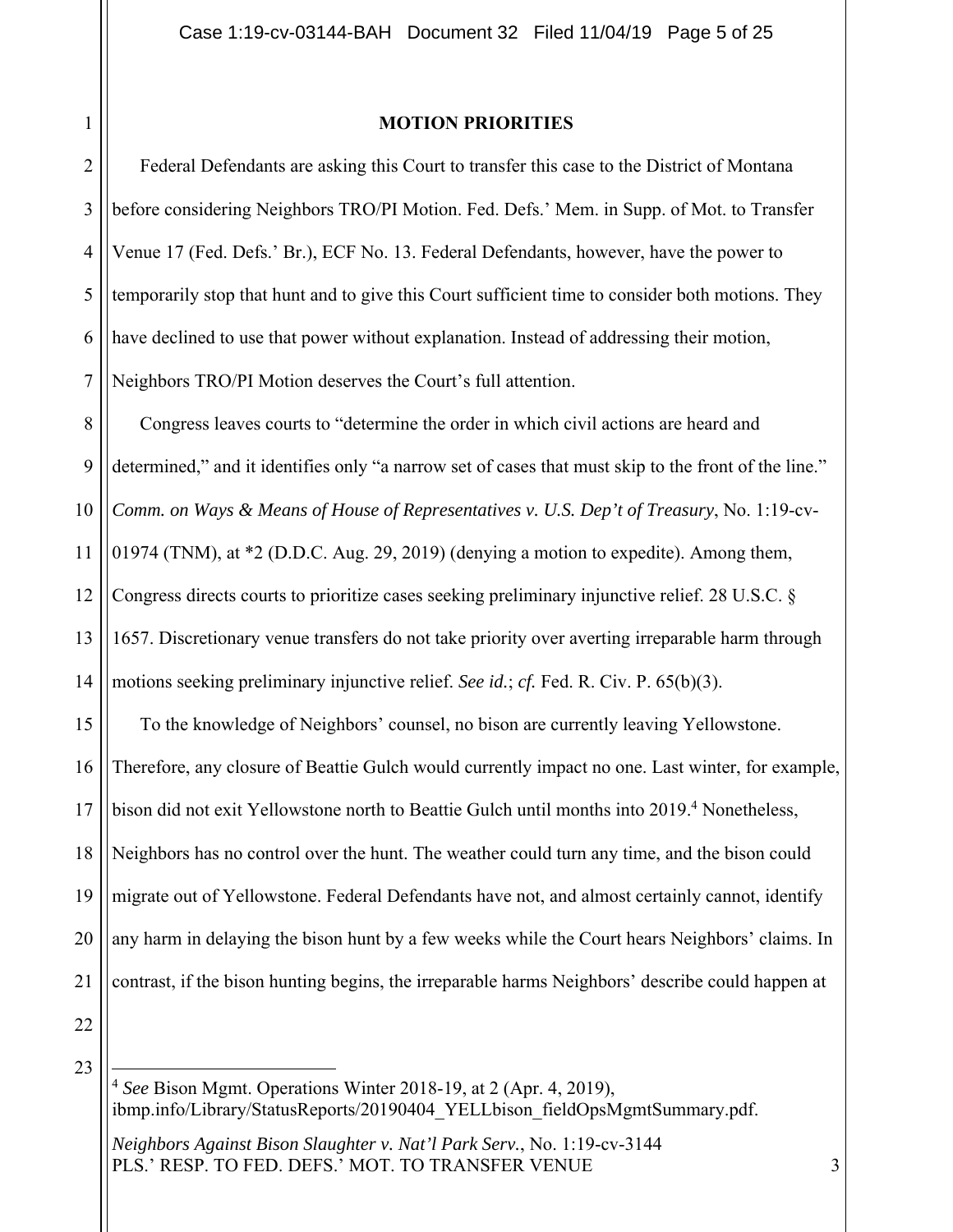## MOTION PRIORITIES

Federal Defendants are asking this Court to transfer this case to the District of Montana before considering Neighbors TRO/PI Motion. Fed. Defs.' Mem. in Supp. of Mot. to Transfer Venue 17 (Fed. Defs.' Br.), ECF No. 13. Federal Defendants, however, have the power to temporarily stop that hunt and to give this Court sufficient time to consider both motions. They have declined to use that power without explanation. Instead of addressing their motion, Neighbors TRO/PI Motion deserves the Court's full attention.

Congress leaves courts to "determine the order in which civil actions are heard and determined," and it identifies only "a narrow set of cases that must skip to the front of the line." *Comm. on Ways & Means of House of Representatives v. U.S. Dep't of Treasury*, No. 1:19-cv-01974 (TNM), at *2 (D.D.C. Aug. 29, 2019) (denying a motion to expedite). Among them, Congress directs courts to prioritize cases seeking preliminary injunctive relief. 28 U.S.C. § 1657. Discretionary venue transfers do not take priority over averting irreparable harm through motions seeking preliminary injunctive relief. *See id.*; *cf.* Fed. R. Civ. P. 65(b)(3).

To the knowledge of Neighbors' counsel, no bison are currently leaving Yellowstone. Therefore, any closure of Beattie Gulch would currently impact no one. Last winter, for example, bison did not exit Yellowstone north to Beattie Gulch until months into 2019.[4] Nonetheless, Neighbors has no control over the hunt. The weather could turn any time, and the bison could migrate out of Yellowstone. Federal Defendants have not, and almost certainly cannot, identify any harm in delaying the bison hunt by a few weeks while the Court hears Neighbors' claims. In contrast, if the bison hunting begins, the irreparable harms Neighbors' describe could happen at

[4] *See* Bison Mgmt. Operations Winter 2018-19, at 2 (Apr. 4, 2019), ibmp.info/Library/StatusReports/20190404_YELLbison_fieldOpsMgmtSummary.pdf.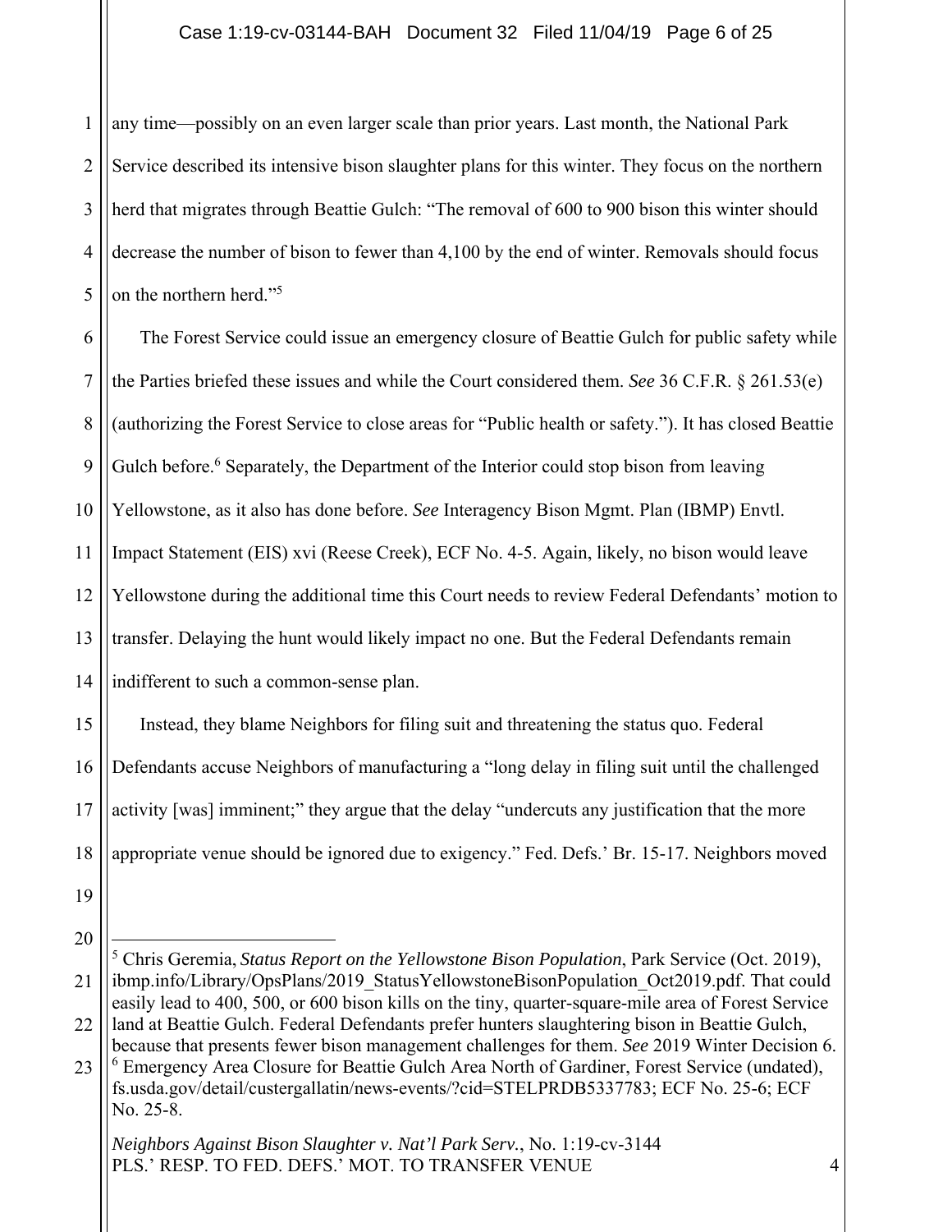any time—possibly on an even larger scale than prior years. Last month, the National Park Service described its intensive bison slaughter plans for this winter. They focus on the northern herd that migrates through Beattie Gulch: "The removal of 600 to 900 bison this winter should decrease the number of bison to fewer than 4,100 by the end of winter. Removals should focus on the northern herd."[5]

The Forest Service could issue an emergency closure of Beattie Gulch for public safety while the Parties briefed these issues and while the Court considered them. *See* 36 C.F.R. § 261.53(e) (authorizing the Forest Service to close areas for "Public health or safety."). It has closed Beattie Gulch before.[6] Separately, the Department of the Interior could stop bison from leaving Yellowstone, as it also has done before. *See* Interagency Bison Mgmt. Plan (IBMP) Envtl. Impact Statement (EIS) xvi (Reese Creek), ECF No. 4-5. Again, likely, no bison would leave Yellowstone during the additional time this Court needs to review Federal Defendants' motion to transfer. Delaying the hunt would likely impact no one. But the Federal Defendants remain indifferent to such a common-sense plan.

Instead, they blame Neighbors for filing suit and threatening the status quo. Federal Defendants accuse Neighbors of manufacturing a "long delay in filing suit until the challenged activity [was] imminent;" they argue that the delay "undercuts any justification that the more appropriate venue should be ignored due to exigency." Fed. Defs.' Br. 15-17. Neighbors moved

---

[5] Chris Geremia, *Status Report on the Yellowstone Bison Population*, Park Service (Oct. 2019), ibmp.info/Library/OpsPlans/2019_StatusYellowstoneBisonPopulation_Oct2019.pdf. That could easily lead to 400, 500, or 600 bison kills on the tiny, quarter-square-mile area of Forest Service land at Beattie Gulch. Federal Defendants prefer hunters slaughtering bison in Beattie Gulch, because that presents fewer bison management challenges for them. *See* 2019 Winter Decision 6.

[6] Emergency Area Closure for Beattie Gulch Area North of Gardiner, Forest Service (undated), fs.usda.gov/detail/custergallatin/news-events/?cid=STELPRDB5337783; ECF No. 25-6; ECF No. 25-8.

*Neighbors Against Bison Slaughter v. Nat'l Park Serv.*, No. 1:19-cv-3144
PLS.' RESP. TO FED. DEFS.' MOT. TO TRANSFER VENUE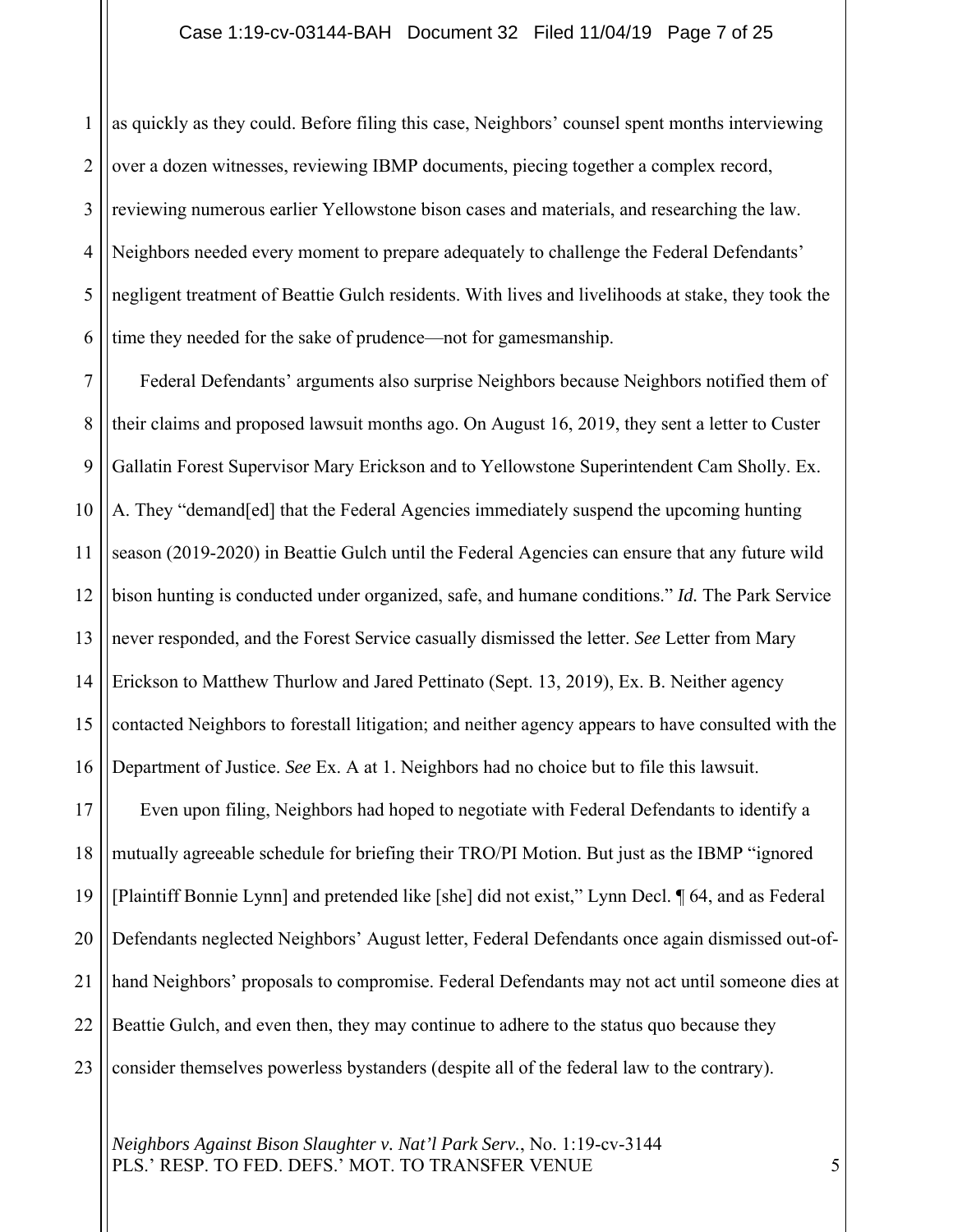as quickly as they could. Before filing this case, Neighbors' counsel spent months interviewing over a dozen witnesses, reviewing IBMP documents, piecing together a complex record, reviewing numerous earlier Yellowstone bison cases and materials, and researching the law. Neighbors needed every moment to prepare adequately to challenge the Federal Defendants' negligent treatment of Beattie Gulch residents. With lives and livelihoods at stake, they took the time they needed for the sake of prudence—not for gamesmanship.

Federal Defendants' arguments also surprise Neighbors because Neighbors notified them of their claims and proposed lawsuit months ago. On August 16, 2019, they sent a letter to Custer Gallatin Forest Supervisor Mary Erickson and to Yellowstone Superintendent Cam Sholly. Ex. A. They "demand[ed] that the Federal Agencies immediately suspend the upcoming hunting season (2019-2020) in Beattie Gulch until the Federal Agencies can ensure that any future wild bison hunting is conducted under organized, safe, and humane conditions." *Id.* The Park Service never responded, and the Forest Service casually dismissed the letter. *See* Letter from Mary Erickson to Matthew Thurlow and Jared Pettinato (Sept. 13, 2019), Ex. B. Neither agency contacted Neighbors to forestall litigation; and neither agency appears to have consulted with the Department of Justice. *See* Ex. A at 1. Neighbors had no choice but to file this lawsuit.

Even upon filing, Neighbors had hoped to negotiate with Federal Defendants to identify a mutually agreeable schedule for briefing their TRO/PI Motion. But just as the IBMP "ignored [Plaintiff Bonnie Lynn] and pretended like [she] did not exist," Lynn Decl. ¶ 64, and as Federal Defendants neglected Neighbors' August letter, Federal Defendants once again dismissed out-of-hand Neighbors' proposals to compromise. Federal Defendants may not act until someone dies at Beattie Gulch, and even then, they may continue to adhere to the status quo because they consider themselves powerless bystanders (despite all of the federal law to the contrary).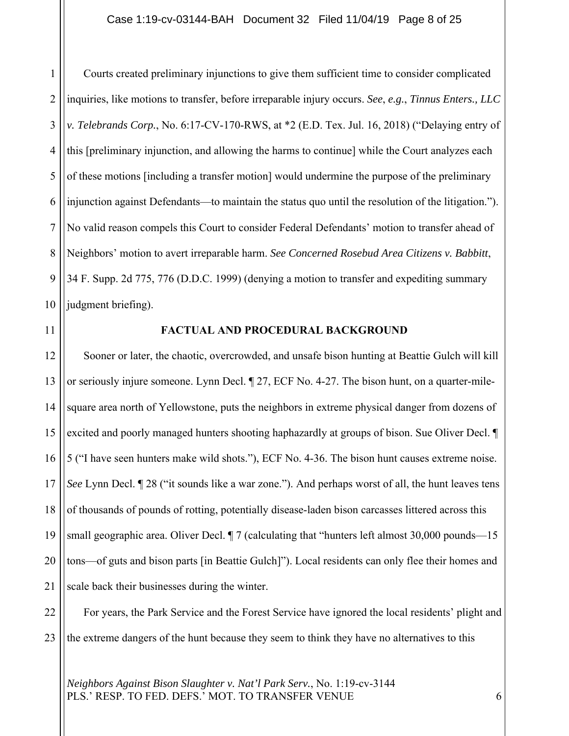Courts created preliminary injunctions to give them sufficient time to consider complicated inquiries, like motions to transfer, before irreparable injury occurs. *See*, *e.g.*, *Tinnus Enters., LLC v. Telebrands Corp.*, No. 6:17-CV-170-RWS, at *2 (E.D. Tex. Jul. 16, 2018) ("Delaying entry of this [preliminary injunction, and allowing the harms to continue] while the Court analyzes each of these motions [including a transfer motion] would undermine the purpose of the preliminary injunction against Defendants—to maintain the status quo until the resolution of the litigation."). No valid reason compels this Court to consider Federal Defendants' motion to transfer ahead of Neighbors' motion to avert irreparable harm. *See Concerned Rosebud Area Citizens v. Babbitt*, 34 F. Supp. 2d 775, 776 (D.D.C. 1999) (denying a motion to transfer and expediting summary judgment briefing).

**FACTUAL AND PROCEDURAL BACKGROUND**

Sooner or later, the chaotic, overcrowded, and unsafe bison hunting at Beattie Gulch will kill or seriously injure someone. Lynn Decl. ¶ 27, ECF No. 4-27. The bison hunt, on a quarter-mile-square area north of Yellowstone, puts the neighbors in extreme physical danger from dozens of excited and poorly managed hunters shooting haphazardly at groups of bison. Sue Oliver Decl. ¶ 5 ("I have seen hunters make wild shots."), ECF No. 4-36. The bison hunt causes extreme noise. *See* Lynn Decl. ¶ 28 ("it sounds like a war zone."). And perhaps worst of all, the hunt leaves tens of thousands of pounds of rotting, potentially disease-laden bison carcasses littered across this small geographic area. Oliver Decl. ¶ 7 (calculating that "hunters left almost 30,000 pounds—15 tons—of guts and bison parts [in Beattie Gulch]"). Local residents can only flee their homes and scale back their businesses during the winter.

For years, the Park Service and the Forest Service have ignored the local residents' plight and the extreme dangers of the hunt because they seem to think they have no alternatives to this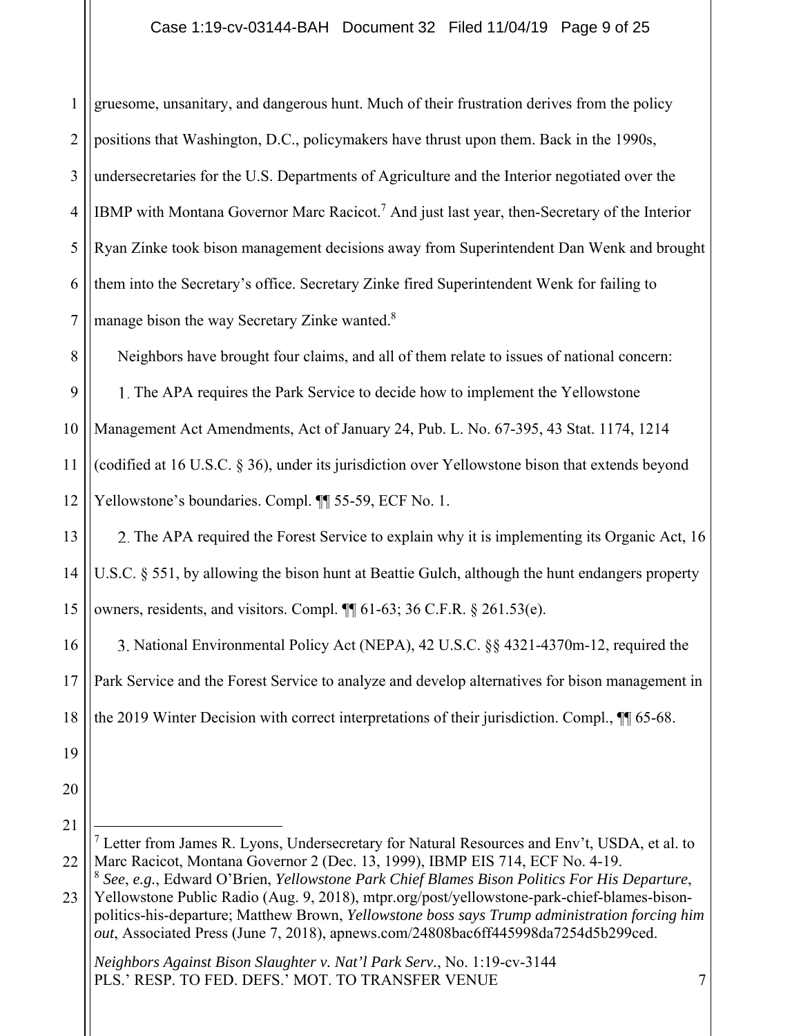gruesome, unsanitary, and dangerous hunt. Much of their frustration derives from the policy positions that Washington, D.C., policymakers have thrust upon them. Back in the 1990s, undersecretaries for the U.S. Departments of Agriculture and the Interior negotiated over the IBMP with Montana Governor Marc Racicot.[7] And just last year, then-Secretary of the Interior Ryan Zinke took bison management decisions away from Superintendent Dan Wenk and brought them into the Secretary's office. Secretary Zinke fired Superintendent Wenk for failing to manage bison the way Secretary Zinke wanted.[8]

Neighbors have brought four claims, and all of them relate to issues of national concern:

1. The APA requires the Park Service to decide how to implement the Yellowstone Management Act Amendments, Act of January 24, Pub. L. No. 67-395, 43 Stat. 1174, 1214 (codified at 16 U.S.C. § 36), under its jurisdiction over Yellowstone bison that extends beyond Yellowstone's boundaries. Compl. ¶¶ 55-59, ECF No. 1.

2. The APA required the Forest Service to explain why it is implementing its Organic Act, 16 U.S.C. § 551, by allowing the bison hunt at Beattie Gulch, although the hunt endangers property owners, residents, and visitors. Compl. ¶¶ 61-63; 36 C.F.R. § 261.53(e).

3. National Environmental Policy Act (NEPA), 42 U.S.C. §§ 4321-4370m-12, required the Park Service and the Forest Service to analyze and develop alternatives for bison management in the 2019 Winter Decision with correct interpretations of their jurisdiction. Compl., ¶¶ 65-68.

---

[7] Letter from James R. Lyons, Undersecretary for Natural Resources and Env't, USDA, et al. to Marc Racicot, Montana Governor 2 (Dec. 13, 1999), IBMP EIS 714, ECF No. 4-19.

[8] *See*, *e.g.*, Edward O'Brien, *Yellowstone Park Chief Blames Bison Politics For His Departure*, Yellowstone Public Radio (Aug. 9, 2018), mtpr.org/post/yellowstone-park-chief-blames-bison-politics-his-departure; Matthew Brown, *Yellowstone boss says Trump administration forcing him out*, Associated Press (June 7, 2018), apnews.com/24808bac6ff445998da7254d5b299ced.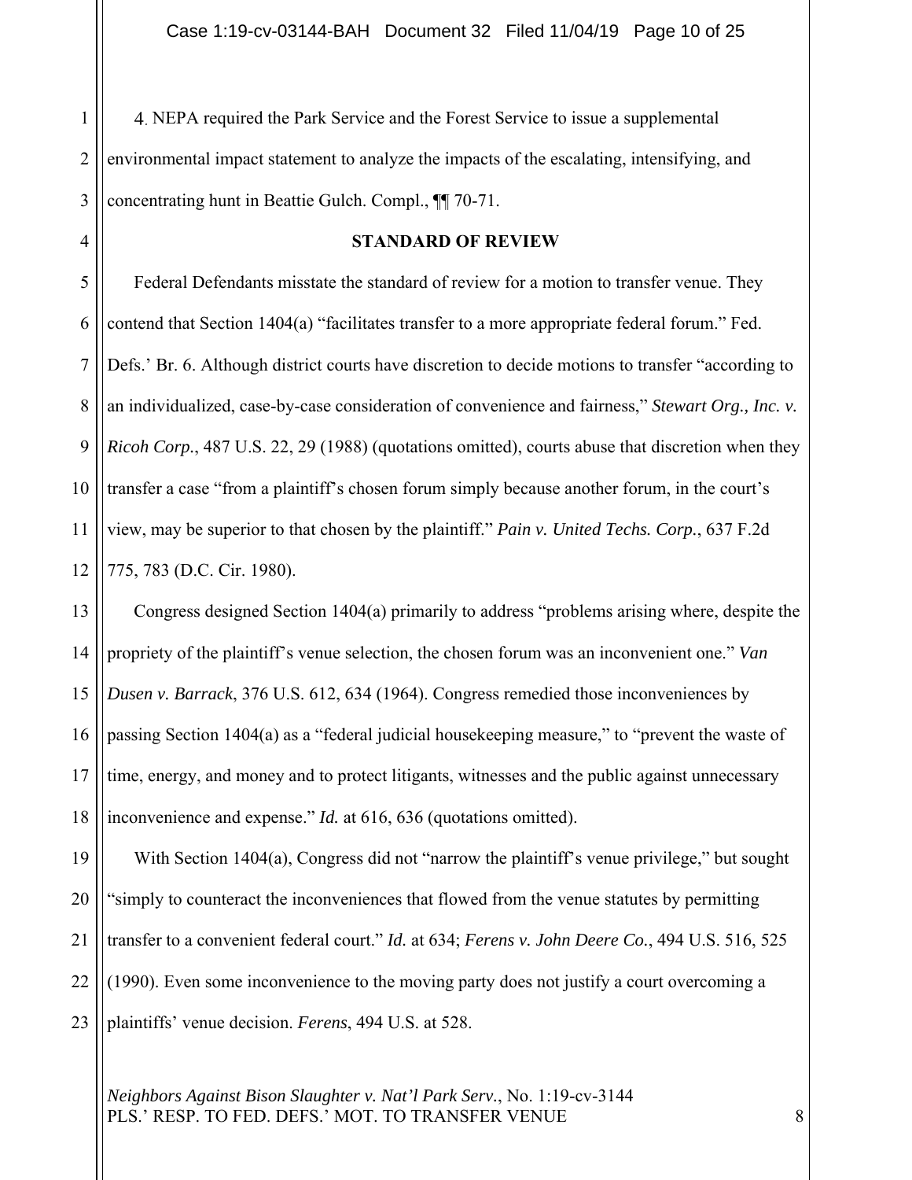4. NEPA required the Park Service and the Forest Service to issue a supplemental environmental impact statement to analyze the impacts of the escalating, intensifying, and concentrating hunt in Beattie Gulch. Compl., ¶¶ 70-71.

## STANDARD OF REVIEW

Federal Defendants misstate the standard of review for a motion to transfer venue. They contend that Section 1404(a) "facilitates transfer to a more appropriate federal forum." Fed. Defs.' Br. 6. Although district courts have discretion to decide motions to transfer "according to an individualized, case-by-case consideration of convenience and fairness," *Stewart Org., Inc. v. Ricoh Corp.*, 487 U.S. 22, 29 (1988) (quotations omitted), courts abuse that discretion when they transfer a case "from a plaintiff's chosen forum simply because another forum, in the court's view, may be superior to that chosen by the plaintiff." *Pain v. United Techs. Corp.*, 637 F.2d 775, 783 (D.C. Cir. 1980).

Congress designed Section 1404(a) primarily to address "problems arising where, despite the propriety of the plaintiff's venue selection, the chosen forum was an inconvenient one." *Van Dusen v. Barrack*, 376 U.S. 612, 634 (1964). Congress remedied those inconveniences by passing Section 1404(a) as a "federal judicial housekeeping measure," to "prevent the waste of time, energy, and money and to protect litigants, witnesses and the public against unnecessary inconvenience and expense." *Id.* at 616, 636 (quotations omitted).

With Section 1404(a), Congress did not "narrow the plaintiff's venue privilege," but sought "simply to counteract the inconveniences that flowed from the venue statutes by permitting transfer to a convenient federal court." *Id.* at 634; *Ferens v. John Deere Co.*, 494 U.S. 516, 525 (1990). Even some inconvenience to the moving party does not justify a court overcoming a plaintiffs' venue decision. *Ferens*, 494 U.S. at 528.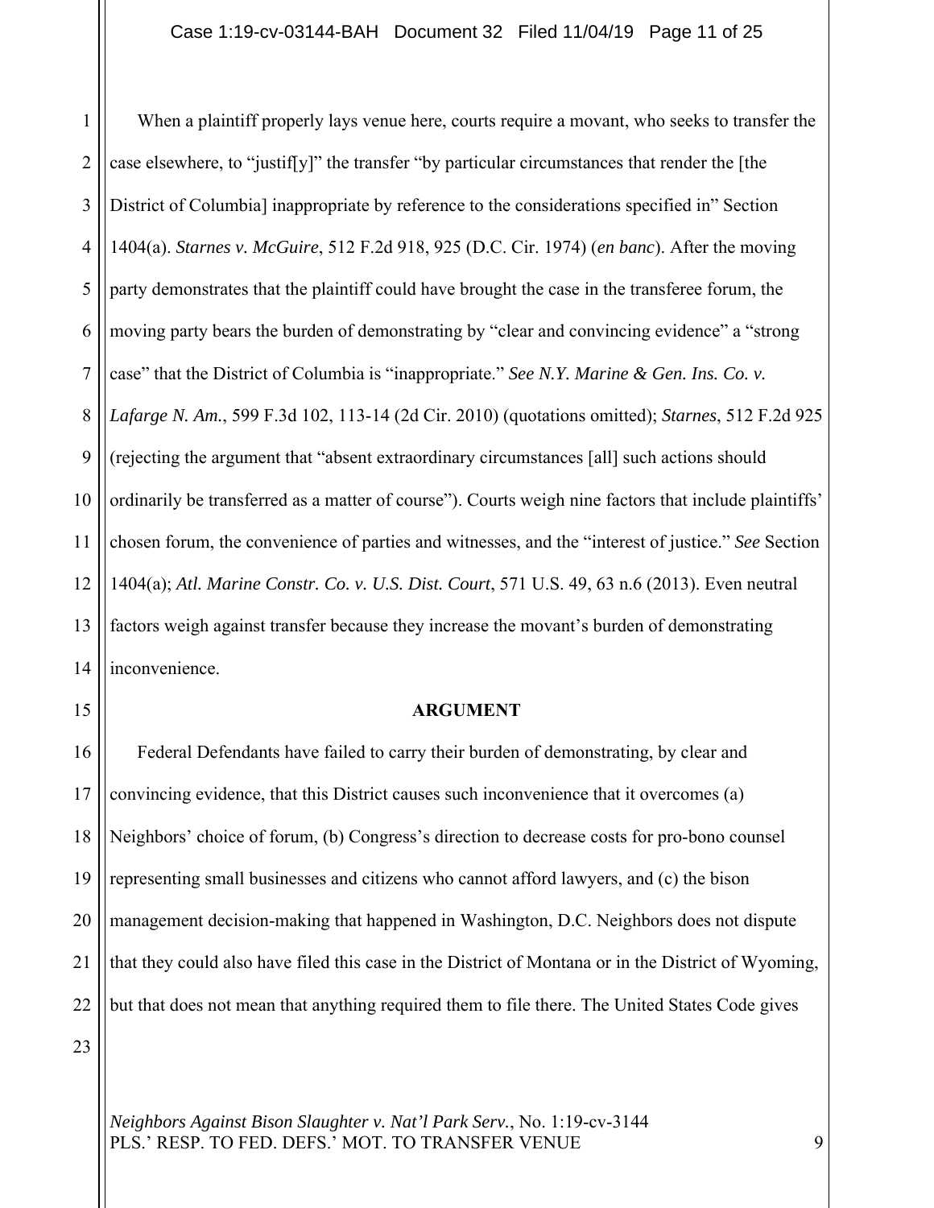When a plaintiff properly lays venue here, courts require a movant, who seeks to transfer the case elsewhere, to "justif[y]" the transfer "by particular circumstances that render the [the District of Columbia] inappropriate by reference to the considerations specified in" Section 1404(a). *Starnes v. McGuire*, 512 F.2d 918, 925 (D.C. Cir. 1974) (*en banc*). After the moving party demonstrates that the plaintiff could have brought the case in the transferee forum, the moving party bears the burden of demonstrating by "clear and convincing evidence" a "strong case" that the District of Columbia is "inappropriate." *See N.Y. Marine & Gen. Ins. Co. v. Lafarge N. Am.*, 599 F.3d 102, 113-14 (2d Cir. 2010) (quotations omitted); *Starnes*, 512 F.2d 925 (rejecting the argument that "absent extraordinary circumstances [all] such actions should ordinarily be transferred as a matter of course"). Courts weigh nine factors that include plaintiffs' chosen forum, the convenience of parties and witnesses, and the "interest of justice." *See* Section 1404(a); *Atl. Marine Constr. Co. v. U.S. Dist. Court*, 571 U.S. 49, 63 n.6 (2013). Even neutral factors weigh against transfer because they increase the movant's burden of demonstrating inconvenience.

## ARGUMENT

Federal Defendants have failed to carry their burden of demonstrating, by clear and convincing evidence, that this District causes such inconvenience that it overcomes (a) Neighbors' choice of forum, (b) Congress's direction to decrease costs for pro-bono counsel representing small businesses and citizens who cannot afford lawyers, and (c) the bison management decision-making that happened in Washington, D.C. Neighbors does not dispute that they could also have filed this case in the District of Montana or in the District of Wyoming, but that does not mean that anything required them to file there. The United States Code gives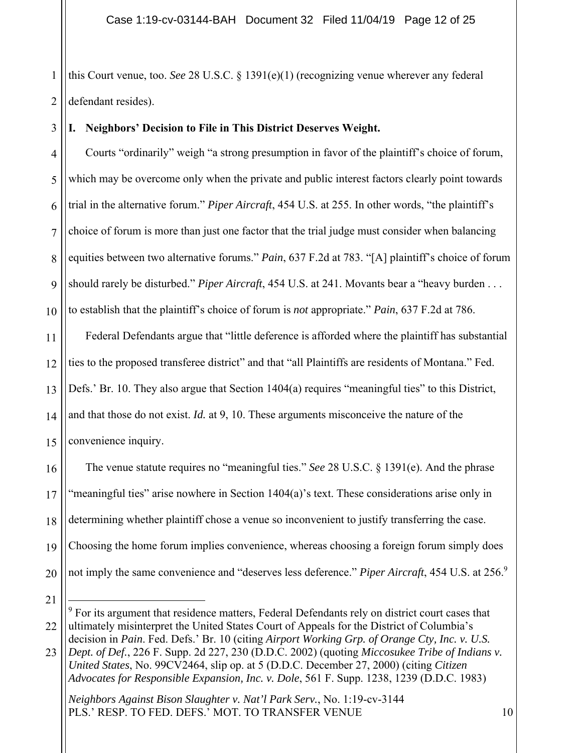this Court venue, too. *See* 28 U.S.C. § 1391(e)(1) (recognizing venue wherever any federal defendant resides).

## I. Neighbors' Decision to File in This District Deserves Weight.

Courts "ordinarily" weigh "a strong presumption in favor of the plaintiff's choice of forum, which may be overcome only when the private and public interest factors clearly point towards trial in the alternative forum." *Piper Aircraft*, 454 U.S. at 255. In other words, "the plaintiff's choice of forum is more than just one factor that the trial judge must consider when balancing equities between two alternative forums." *Pain*, 637 F.2d at 783. "[A] plaintiff's choice of forum should rarely be disturbed." *Piper Aircraft*, 454 U.S. at 241. Movants bear a "heavy burden . . . to establish that the plaintiff's choice of forum is *not* appropriate." *Pain*, 637 F.2d at 786.

Federal Defendants argue that "little deference is afforded where the plaintiff has substantial ties to the proposed transferee district" and that "all Plaintiffs are residents of Montana." Fed. Defs.' Br. 10. They also argue that Section 1404(a) requires "meaningful ties" to this District, and that those do not exist. *Id.* at 9, 10. These arguments misconceive the nature of the convenience inquiry.

The venue statute requires no "meaningful ties." *See* 28 U.S.C. § 1391(e). And the phrase "meaningful ties" arise nowhere in Section 1404(a)'s text. These considerations arise only in determining whether plaintiff chose a venue so inconvenient to justify transferring the case. Choosing the home forum implies convenience, whereas choosing a foreign forum simply does not imply the same convenience and "deserves less deference." *Piper Aircraft*, 454 U.S. at 256.[9]

---

[9] For its argument that residence matters, Federal Defendants rely on district court cases that ultimately misinterpret the United States Court of Appeals for the District of Columbia's decision in *Pain*. Fed. Defs.' Br. 10 (citing *Airport Working Grp. of Orange Cty, Inc. v. U.S. Dept. of Def.*, 226 F. Supp. 2d 227, 230 (D.D.C. 2002) (quoting *Miccosukee Tribe of Indians v. United States*, No. 99CV2464, slip op. at 5 (D.D.C. December 27, 2000) (citing *Citizen Advocates for Responsible Expansion, Inc. v. Dole*, 561 F. Supp. 1238, 1239 (D.D.C. 1983)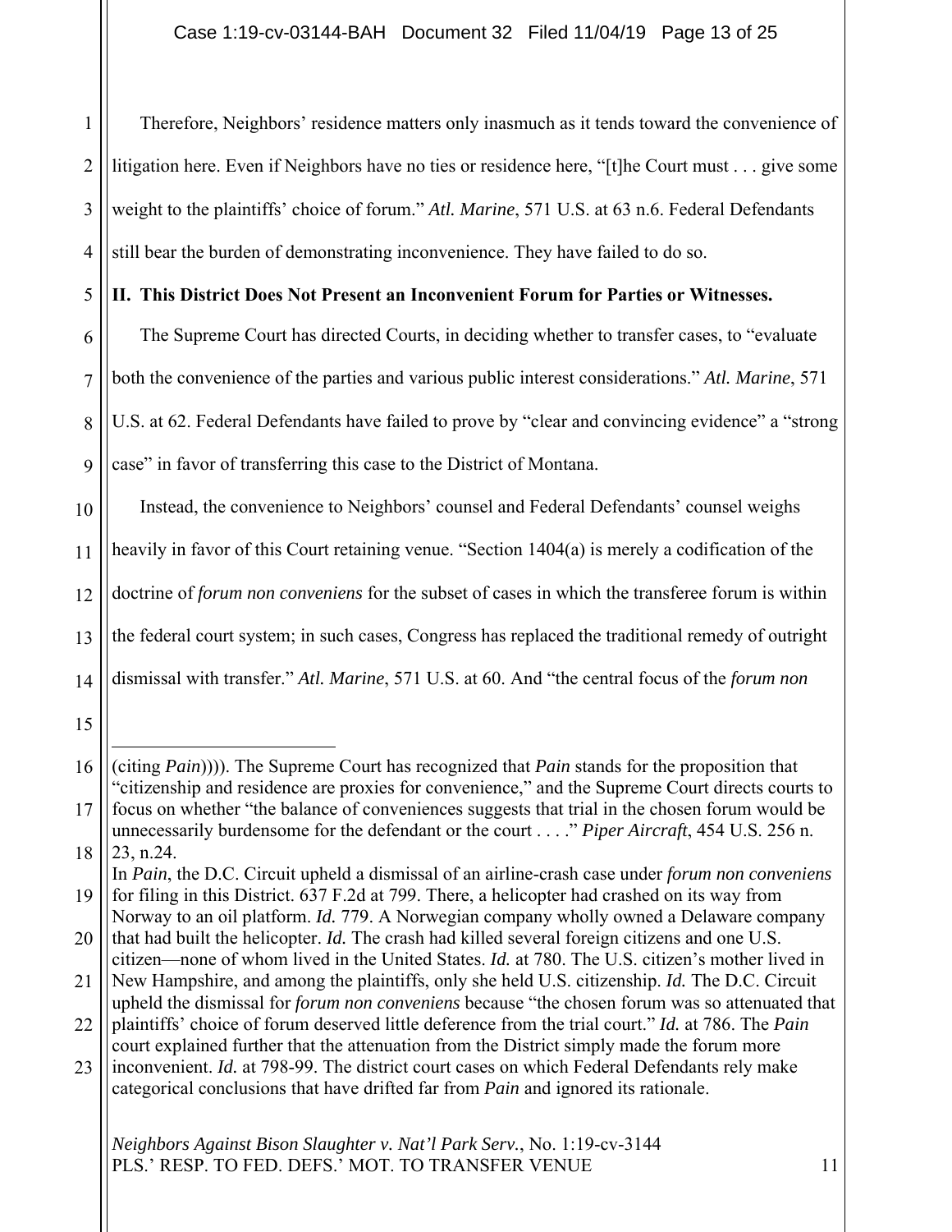Therefore, Neighbors' residence matters only inasmuch as it tends toward the convenience of litigation here. Even if Neighbors have no ties or residence here, "[t]he Court must . . . give some weight to the plaintiffs' choice of forum." *Atl. Marine*, 571 U.S. at 63 n.6. Federal Defendants still bear the burden of demonstrating inconvenience. They have failed to do so.

## II. This District Does Not Present an Inconvenient Forum for Parties or Witnesses.

The Supreme Court has directed Courts, in deciding whether to transfer cases, to "evaluate both the convenience of the parties and various public interest considerations." *Atl. Marine*, 571 U.S. at 62. Federal Defendants have failed to prove by "clear and convincing evidence" a "strong case" in favor of transferring this case to the District of Montana.

Instead, the convenience to Neighbors' counsel and Federal Defendants' counsel weighs heavily in favor of this Court retaining venue. "Section 1404(a) is merely a codification of the doctrine of *forum non conveniens* for the subset of cases in which the transferee forum is within the federal court system; in such cases, Congress has replaced the traditional remedy of outright dismissal with transfer." *Atl. Marine*, 571 U.S. at 60. And "the central focus of the *forum non*

---

(citing *Pain*)))). The Supreme Court has recognized that *Pain* stands for the proposition that "citizenship and residence are proxies for convenience," and the Supreme Court directs courts to focus on whether "the balance of conveniences suggests that trial in the chosen forum would be unnecessarily burdensome for the defendant or the court . . . ." *Piper Aircraft*, 454 U.S. 256 n. 23, n.24.

In *Pain*, the D.C. Circuit upheld a dismissal of an airline-crash case under *forum non conveniens* for filing in this District. 637 F.2d at 799. There, a helicopter had crashed on its way from Norway to an oil platform. *Id.* 779. A Norwegian company wholly owned a Delaware company that had built the helicopter. *Id.* The crash had killed several foreign citizens and one U.S. citizen—none of whom lived in the United States. *Id.* at 780. The U.S. citizen's mother lived in New Hampshire, and among the plaintiffs, only she held U.S. citizenship. *Id.* The D.C. Circuit upheld the dismissal for *forum non conveniens* because "the chosen forum was so attenuated that plaintiffs' choice of forum deserved little deference from the trial court." *Id.* at 786. The *Pain* court explained further that the attenuation from the District simply made the forum more inconvenient. *Id.* at 798-99. The district court cases on which Federal Defendants rely make categorical conclusions that have drifted far from *Pain* and ignored its rationale.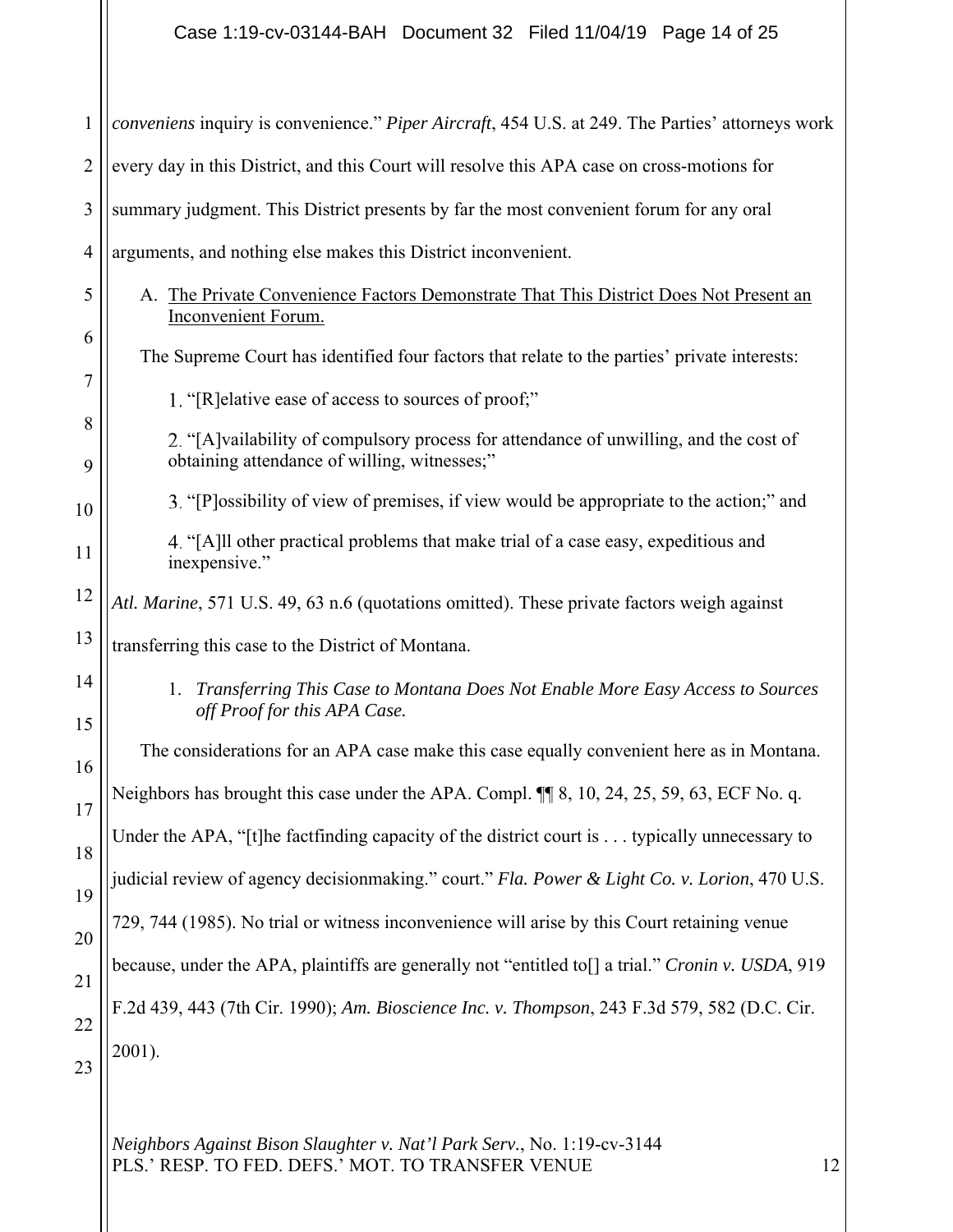*conveniens* inquiry is convenience." *Piper Aircraft*, 454 U.S. at 249. The Parties' attorneys work every day in this District, and this Court will resolve this APA case on cross-motions for summary judgment. This District presents by far the most convenient forum for any oral arguments, and nothing else makes this District inconvenient.

A. <u>The Private Convenience Factors Demonstrate That This District Does Not Present an Inconvenient Forum.</u>

The Supreme Court has identified four factors that relate to the parties' private interests:

1. "[R]elative ease of access to sources of proof;"

2. "[A]vailability of compulsory process for attendance of unwilling, and the cost of obtaining attendance of willing, witnesses;"

3. "[P]ossibility of view of premises, if view would be appropriate to the action;" and

4. "[A]ll other practical problems that make trial of a case easy, expeditious and inexpensive."

*Atl. Marine*, 571 U.S. 49, 63 n.6 (quotations omitted). These private factors weigh against transferring this case to the District of Montana.

1. *Transferring This Case to Montana Does Not Enable More Easy Access to Sources off Proof for this APA Case.*

The considerations for an APA case make this case equally convenient here as in Montana. Neighbors has brought this case under the APA. Compl. ¶¶ 8, 10, 24, 25, 59, 63, ECF No. q. Under the APA, "[t]he factfinding capacity of the district court is . . . typically unnecessary to judicial review of agency decisionmaking." court." *Fla. Power & Light Co. v. Lorion*, 470 U.S. 729, 744 (1985). No trial or witness inconvenience will arise by this Court retaining venue because, under the APA, plaintiffs are generally not "entitled to[] a trial." *Cronin v. USDA*, 919 F.2d 439, 443 (7th Cir. 1990); *Am. Bioscience Inc. v. Thompson*, 243 F.3d 579, 582 (D.C. Cir. 2001).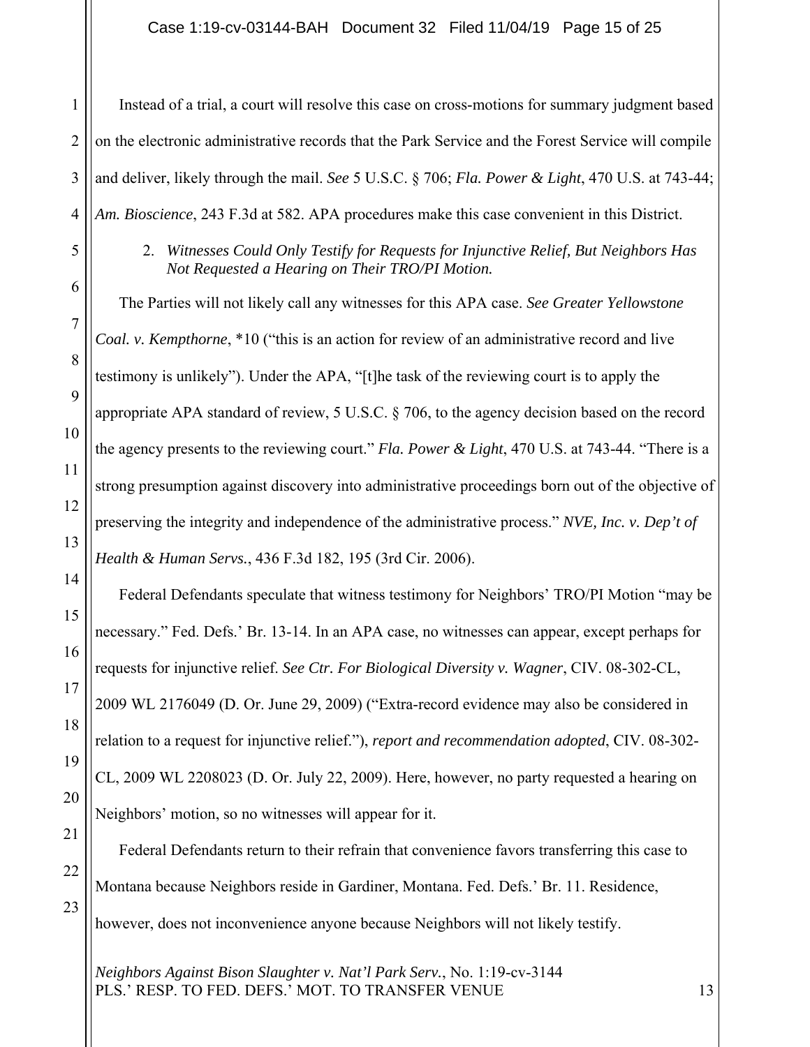Instead of a trial, a court will resolve this case on cross-motions for summary judgment based on the electronic administrative records that the Park Service and the Forest Service will compile and deliver, likely through the mail. *See* 5 U.S.C. § 706; *Fla. Power & Light*, 470 U.S. at 743-44; *Am. Bioscience*, 243 F.3d at 582. APA procedures make this case convenient in this District.

2. *Witnesses Could Only Testify for Requests for Injunctive Relief, But Neighbors Has Not Requested a Hearing on Their TRO/PI Motion.*

The Parties will not likely call any witnesses for this APA case. *See Greater Yellowstone Coal. v. Kempthorne*, *10 ("this is an action for review of an administrative record and live testimony is unlikely"). Under the APA, "[t]he task of the reviewing court is to apply the appropriate APA standard of review, 5 U.S.C. § 706, to the agency decision based on the record the agency presents to the reviewing court." *Fla. Power & Light*, 470 U.S. at 743-44. "There is a strong presumption against discovery into administrative proceedings born out of the objective of preserving the integrity and independence of the administrative process." *NVE, Inc. v. Dep't of Health & Human Servs.*, 436 F.3d 182, 195 (3rd Cir. 2006).

Federal Defendants speculate that witness testimony for Neighbors' TRO/PI Motion "may be necessary." Fed. Defs.' Br. 13-14. In an APA case, no witnesses can appear, except perhaps for requests for injunctive relief. *See Ctr. For Biological Diversity v. Wagner*, CIV. 08-302-CL, 2009 WL 2176049 (D. Or. June 29, 2009) ("Extra-record evidence may also be considered in relation to a request for injunctive relief."), *report and recommendation adopted*, CIV. 08-302-CL, 2009 WL 2208023 (D. Or. July 22, 2009). Here, however, no party requested a hearing on Neighbors' motion, so no witnesses will appear for it.

Federal Defendants return to their refrain that convenience favors transferring this case to Montana because Neighbors reside in Gardiner, Montana. Fed. Defs.' Br. 11. Residence, however, does not inconvenience anyone because Neighbors will not likely testify.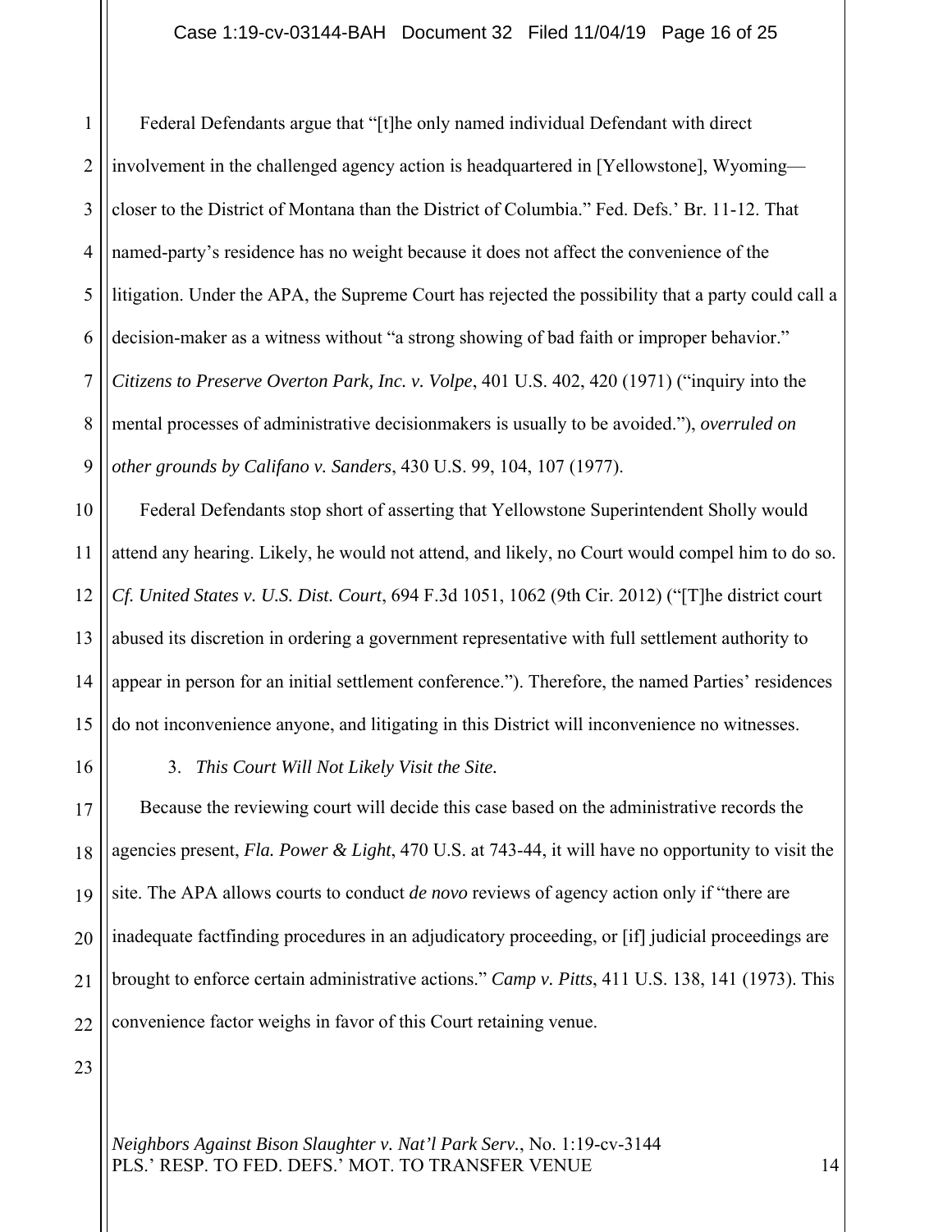Federal Defendants argue that "[t]he only named individual Defendant with direct involvement in the challenged agency action is headquartered in [Yellowstone], Wyoming—closer to the District of Montana than the District of Columbia." Fed. Defs.' Br. 11-12. That named-party's residence has no weight because it does not affect the convenience of the litigation. Under the APA, the Supreme Court has rejected the possibility that a party could call a decision-maker as a witness without "a strong showing of bad faith or improper behavior." *Citizens to Preserve Overton Park, Inc. v. Volpe*, 401 U.S. 402, 420 (1971) ("inquiry into the mental processes of administrative decisionmakers is usually to be avoided."), *overruled on other grounds by Califano v. Sanders*, 430 U.S. 99, 104, 107 (1977).

Federal Defendants stop short of asserting that Yellowstone Superintendent Sholly would attend any hearing. Likely, he would not attend, and likely, no Court would compel him to do so. *Cf. United States v. U.S. Dist. Court*, 694 F.3d 1051, 1062 (9th Cir. 2012) ("[T]he district court abused its discretion in ordering a government representative with full settlement authority to appear in person for an initial settlement conference."). Therefore, the named Parties' residences do not inconvenience anyone, and litigating in this District will inconvenience no witnesses.

3. *This Court Will Not Likely Visit the Site.*

Because the reviewing court will decide this case based on the administrative records the agencies present, *Fla. Power & Light*, 470 U.S. at 743-44, it will have no opportunity to visit the site. The APA allows courts to conduct *de novo* reviews of agency action only if "there are inadequate factfinding procedures in an adjudicatory proceeding, or [if] judicial proceedings are brought to enforce certain administrative actions." *Camp v. Pitts*, 411 U.S. 138, 141 (1973). This convenience factor weighs in favor of this Court retaining venue.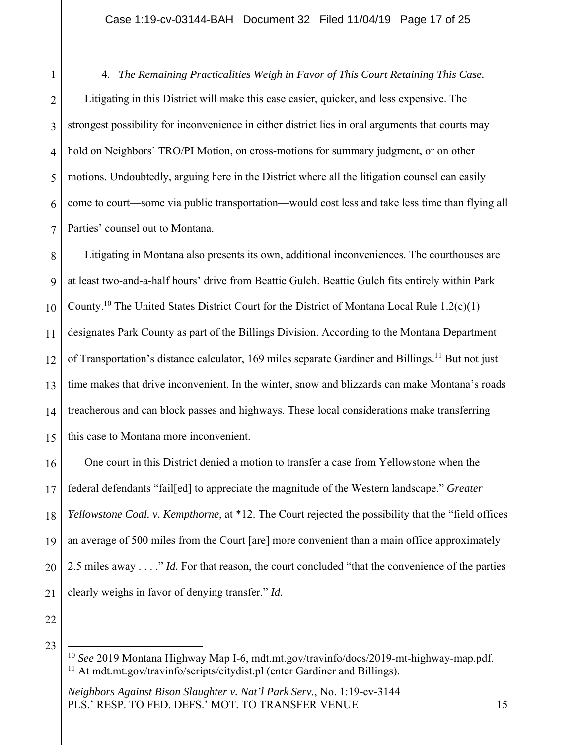4. *The Remaining Practicalities Weigh in Favor of This Court Retaining This Case.*

Litigating in this District will make this case easier, quicker, and less expensive. The strongest possibility for inconvenience in either district lies in oral arguments that courts may hold on Neighbors' TRO/PI Motion, on cross-motions for summary judgment, or on other motions. Undoubtedly, arguing here in the District where all the litigation counsel can easily come to court—some via public transportation—would cost less and take less time than flying all Parties' counsel out to Montana.

Litigating in Montana also presents its own, additional inconveniences. The courthouses are at least two-and-a-half hours' drive from Beattie Gulch. Beattie Gulch fits entirely within Park County.[10] The United States District Court for the District of Montana Local Rule 1.2(c)(1) designates Park County as part of the Billings Division. According to the Montana Department of Transportation's distance calculator, 169 miles separate Gardiner and Billings.[11] But not just time makes that drive inconvenient. In the winter, snow and blizzards can make Montana's roads treacherous and can block passes and highways. These local considerations make transferring this case to Montana more inconvenient.

One court in this District denied a motion to transfer a case from Yellowstone when the federal defendants "fail[ed] to appreciate the magnitude of the Western landscape." *Greater Yellowstone Coal. v. Kempthorne*, at *12. The Court rejected the possibility that the "field offices an average of 500 miles from the Court [are] more convenient than a main office approximately 2.5 miles away . . . ." *Id.* For that reason, the court concluded "that the convenience of the parties clearly weighs in favor of denying transfer." *Id.*

---

[10] *See* 2019 Montana Highway Map I-6, mdt.mt.gov/travinfo/docs/2019-mt-highway-map.pdf.

[11] At mdt.mt.gov/travinfo/scripts/citydist.pl (enter Gardiner and Billings).

*Neighbors Against Bison Slaughter v. Nat'l Park Serv.*, No. 1:19-cv-3144
PLS.' RESP. TO FED. DEFS.' MOT. TO TRANSFER VENUE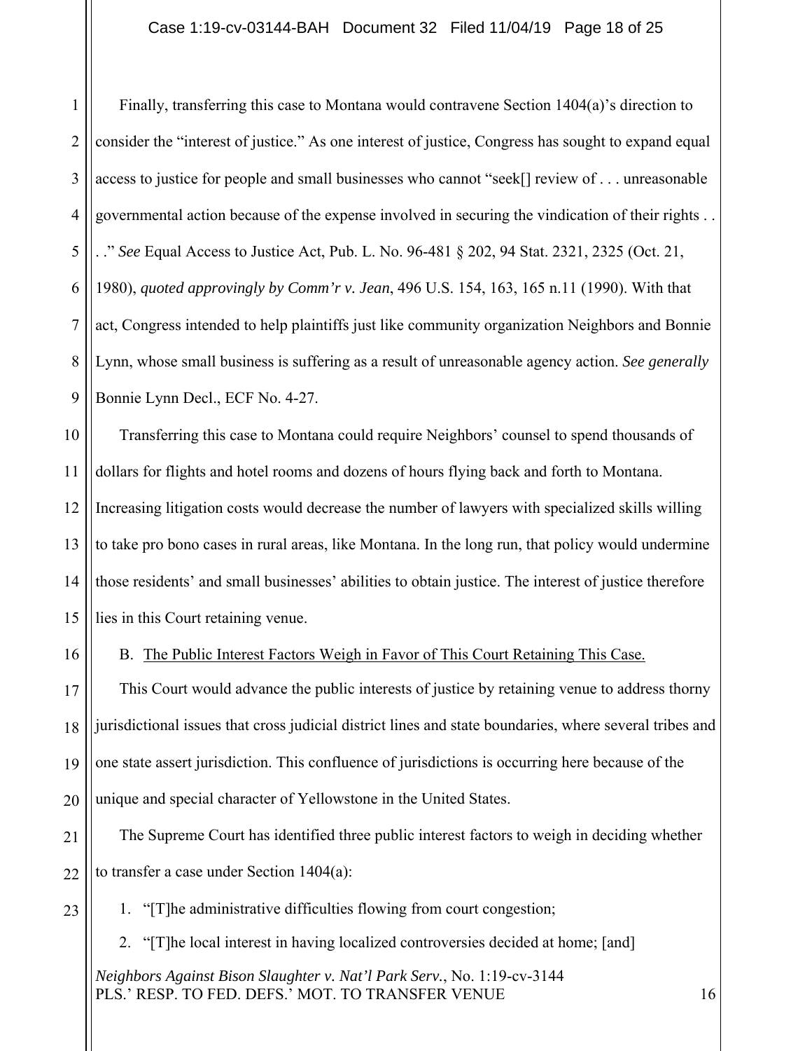Finally, transferring this case to Montana would contravene Section 1404(a)'s direction to consider the "interest of justice." As one interest of justice, Congress has sought to expand equal access to justice for people and small businesses who cannot "seek[] review of . . . unreasonable governmental action because of the expense involved in securing the vindication of their rights . . . ." *See* Equal Access to Justice Act, Pub. L. No. 96-481 § 202, 94 Stat. 2321, 2325 (Oct. 21, 1980), *quoted approvingly by Comm'r v. Jean*, 496 U.S. 154, 163, 165 n.11 (1990). With that act, Congress intended to help plaintiffs just like community organization Neighbors and Bonnie Lynn, whose small business is suffering as a result of unreasonable agency action. *See generally* Bonnie Lynn Decl., ECF No. 4-27.

Transferring this case to Montana could require Neighbors' counsel to spend thousands of dollars for flights and hotel rooms and dozens of hours flying back and forth to Montana. Increasing litigation costs would decrease the number of lawyers with specialized skills willing to take pro bono cases in rural areas, like Montana. In the long run, that policy would undermine those residents' and small businesses' abilities to obtain justice. The interest of justice therefore lies in this Court retaining venue.

B. The Public Interest Factors Weigh in Favor of This Court Retaining This Case.

This Court would advance the public interests of justice by retaining venue to address thorny jurisdictional issues that cross judicial district lines and state boundaries, where several tribes and one state assert jurisdiction. This confluence of jurisdictions is occurring here because of the unique and special character of Yellowstone in the United States.

The Supreme Court has identified three public interest factors to weigh in deciding whether to transfer a case under Section 1404(a):

1. "[T]he administrative difficulties flowing from court congestion;
2. "[T]he local interest in having localized controversies decided at home; [and]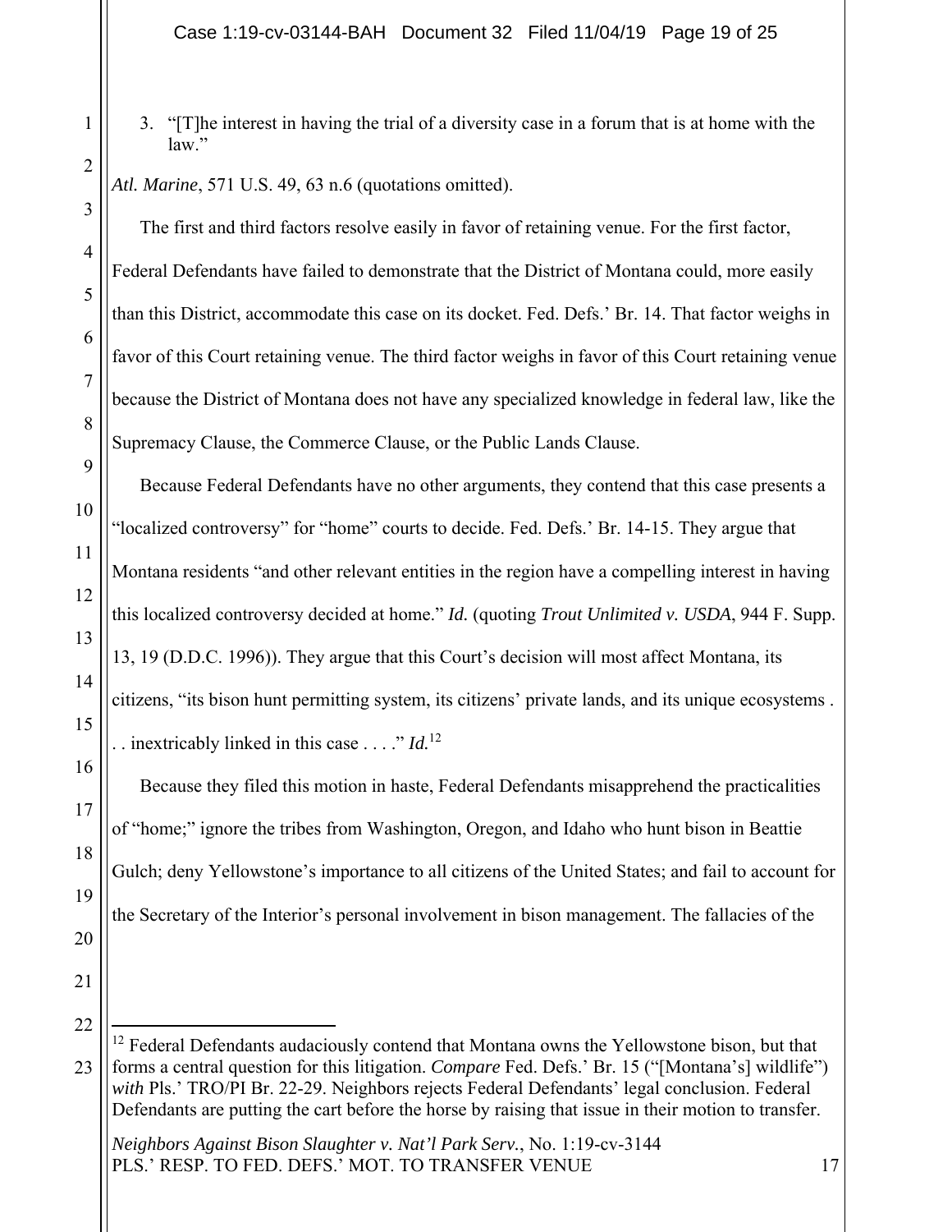3. "[T]he interest in having the trial of a diversity case in a forum that is at home with the law."

*Atl. Marine*, 571 U.S. 49, 63 n.6 (quotations omitted).

The first and third factors resolve easily in favor of retaining venue. For the first factor, Federal Defendants have failed to demonstrate that the District of Montana could, more easily than this District, accommodate this case on its docket. Fed. Defs.' Br. 14. That factor weighs in favor of this Court retaining venue. The third factor weighs in favor of this Court retaining venue because the District of Montana does not have any specialized knowledge in federal law, like the Supremacy Clause, the Commerce Clause, or the Public Lands Clause.

Because Federal Defendants have no other arguments, they contend that this case presents a "localized controversy" for "home" courts to decide. Fed. Defs.' Br. 14-15. They argue that Montana residents "and other relevant entities in the region have a compelling interest in having this localized controversy decided at home." *Id.* (quoting *Trout Unlimited v. USDA*, 944 F. Supp. 13, 19 (D.D.C. 1996)). They argue that this Court's decision will most affect Montana, its citizens, "its bison hunt permitting system, its citizens' private lands, and its unique ecosystems . . . inextricably linked in this case . . . ." *Id.*[12]

Because they filed this motion in haste, Federal Defendants misapprehend the practicalities of "home;" ignore the tribes from Washington, Oregon, and Idaho who hunt bison in Beattie Gulch; deny Yellowstone's importance to all citizens of the United States; and fail to account for the Secretary of the Interior's personal involvement in bison management. The fallacies of the

[12] Federal Defendants audaciously contend that Montana owns the Yellowstone bison, but that forms a central question for this litigation. *Compare* Fed. Defs.' Br. 15 ("[Montana's] wildlife") *with* Pls.' TRO/PI Br. 22-29. Neighbors rejects Federal Defendants' legal conclusion. Federal Defendants are putting the cart before the horse by raising that issue in their motion to transfer.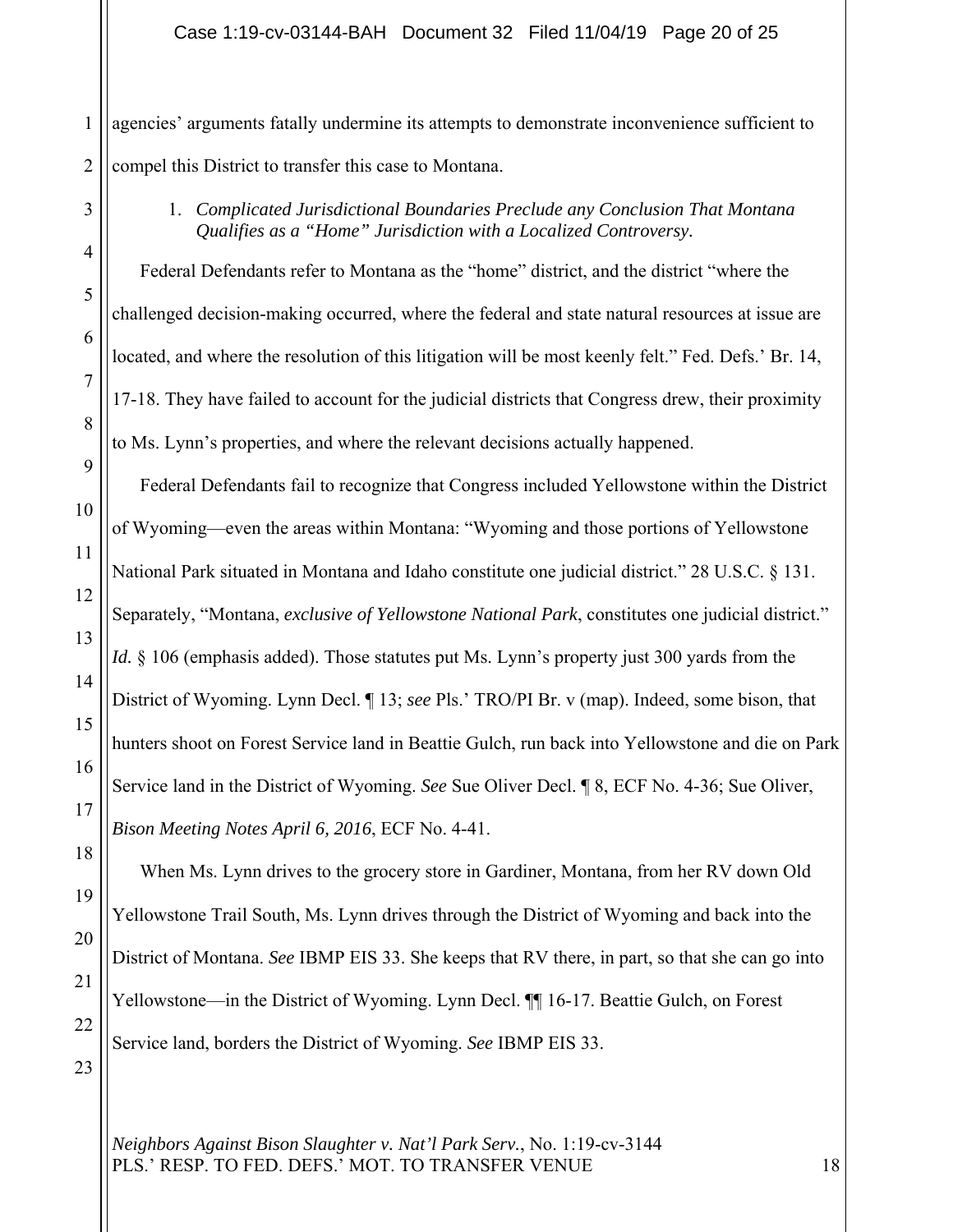agencies' arguments fatally undermine its attempts to demonstrate inconvenience sufficient to compel this District to transfer this case to Montana.

1. *Complicated Jurisdictional Boundaries Preclude any Conclusion That Montana Qualifies as a "Home" Jurisdiction with a Localized Controversy.*

Federal Defendants refer to Montana as the "home" district, and the district "where the challenged decision-making occurred, where the federal and state natural resources at issue are located, and where the resolution of this litigation will be most keenly felt." Fed. Defs.' Br. 14, 17-18. They have failed to account for the judicial districts that Congress drew, their proximity to Ms. Lynn's properties, and where the relevant decisions actually happened.

Federal Defendants fail to recognize that Congress included Yellowstone within the District of Wyoming—even the areas within Montana: "Wyoming and those portions of Yellowstone National Park situated in Montana and Idaho constitute one judicial district." 28 U.S.C. § 131. Separately, "Montana, *exclusive of Yellowstone National Park*, constitutes one judicial district." *Id.* § 106 (emphasis added). Those statutes put Ms. Lynn's property just 300 yards from the District of Wyoming. Lynn Decl. ¶ 13; *see* Pls.' TRO/PI Br. v (map). Indeed, some bison, that hunters shoot on Forest Service land in Beattie Gulch, run back into Yellowstone and die on Park Service land in the District of Wyoming. *See* Sue Oliver Decl. ¶ 8, ECF No. 4-36; Sue Oliver, *Bison Meeting Notes April 6, 2016*, ECF No. 4-41.

When Ms. Lynn drives to the grocery store in Gardiner, Montana, from her RV down Old Yellowstone Trail South, Ms. Lynn drives through the District of Wyoming and back into the District of Montana. *See* IBMP EIS 33. She keeps that RV there, in part, so that she can go into Yellowstone—in the District of Wyoming. Lynn Decl. ¶¶ 16-17. Beattie Gulch, on Forest Service land, borders the District of Wyoming. *See* IBMP EIS 33.

*Neighbors Against Bison Slaughter v. Nat'l Park Serv.*, No. 1:19-cv-3144
PLS.' RESP. TO FED. DEFS.' MOT. TO TRANSFER VENUE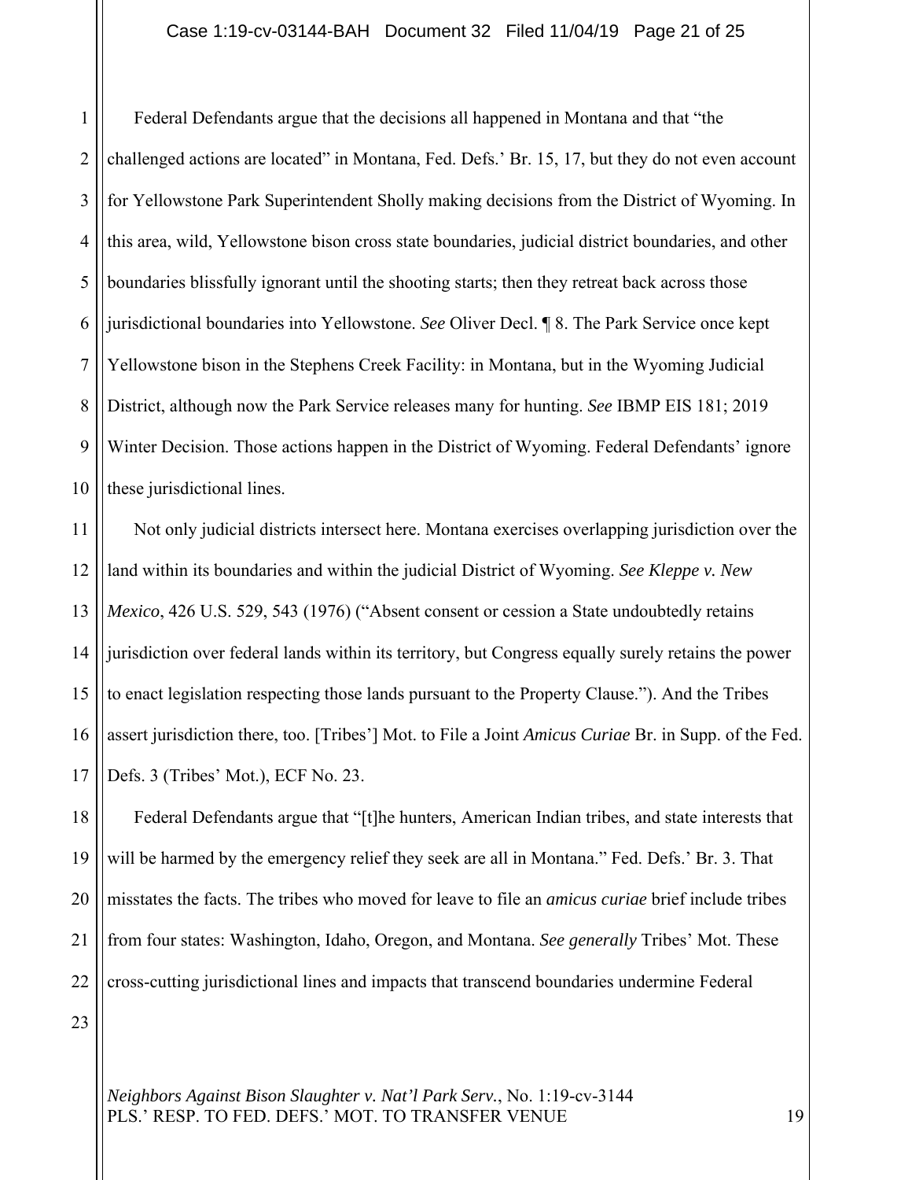Federal Defendants argue that the decisions all happened in Montana and that "the challenged actions are located" in Montana, Fed. Defs.' Br. 15, 17, but they do not even account for Yellowstone Park Superintendent Sholly making decisions from the District of Wyoming. In this area, wild, Yellowstone bison cross state boundaries, judicial district boundaries, and other boundaries blissfully ignorant until the shooting starts; then they retreat back across those jurisdictional boundaries into Yellowstone. *See* Oliver Decl. ¶ 8. The Park Service once kept Yellowstone bison in the Stephens Creek Facility: in Montana, but in the Wyoming Judicial District, although now the Park Service releases many for hunting. *See* IBMP EIS 181; 2019 Winter Decision. Those actions happen in the District of Wyoming. Federal Defendants' ignore these jurisdictional lines.

Not only judicial districts intersect here. Montana exercises overlapping jurisdiction over the land within its boundaries and within the judicial District of Wyoming. *See Kleppe v. New Mexico*, 426 U.S. 529, 543 (1976) ("Absent consent or cession a State undoubtedly retains jurisdiction over federal lands within its territory, but Congress equally surely retains the power to enact legislation respecting those lands pursuant to the Property Clause."). And the Tribes assert jurisdiction there, too. [Tribes'] Mot. to File a Joint *Amicus Curiae* Br. in Supp. of the Fed. Defs. 3 (Tribes' Mot.), ECF No. 23.

Federal Defendants argue that "[t]he hunters, American Indian tribes, and state interests that will be harmed by the emergency relief they seek are all in Montana." Fed. Defs.' Br. 3. That misstates the facts. The tribes who moved for leave to file an *amicus curiae* brief include tribes from four states: Washington, Idaho, Oregon, and Montana. *See generally* Tribes' Mot. These cross-cutting jurisdictional lines and impacts that transcend boundaries undermine Federal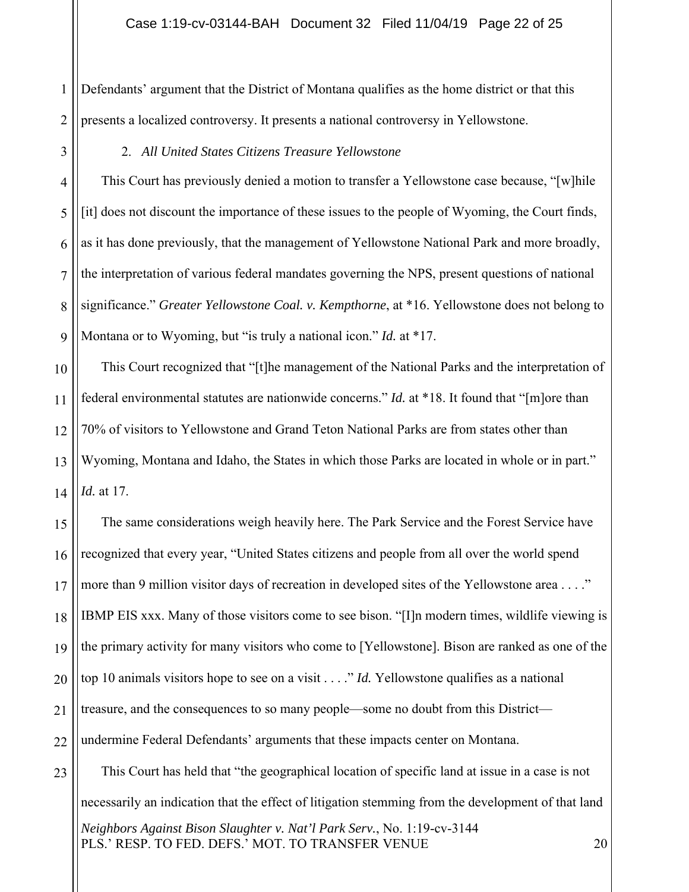Defendants' argument that the District of Montana qualifies as the home district or that this presents a localized controversy. It presents a national controversy in Yellowstone.

### 2. *All United States Citizens Treasure Yellowstone*

This Court has previously denied a motion to transfer a Yellowstone case because, "[w]hile [it] does not discount the importance of these issues to the people of Wyoming, the Court finds, as it has done previously, that the management of Yellowstone National Park and more broadly, the interpretation of various federal mandates governing the NPS, present questions of national significance." *Greater Yellowstone Coal. v. Kempthorne*, at *16. Yellowstone does not belong to Montana or to Wyoming, but "is truly a national icon." *Id.* at *17.

This Court recognized that "[t]he management of the National Parks and the interpretation of federal environmental statutes are nationwide concerns." *Id.* at *18. It found that "[m]ore than 70% of visitors to Yellowstone and Grand Teton National Parks are from states other than Wyoming, Montana and Idaho, the States in which those Parks are located in whole or in part." *Id.* at 17.

The same considerations weigh heavily here. The Park Service and the Forest Service have recognized that every year, "United States citizens and people from all over the world spend more than 9 million visitor days of recreation in developed sites of the Yellowstone area . . . ." IBMP EIS xxx. Many of those visitors come to see bison. "[I]n modern times, wildlife viewing is the primary activity for many visitors who come to [Yellowstone]. Bison are ranked as one of the top 10 animals visitors hope to see on a visit . . . ." *Id.* Yellowstone qualifies as a national treasure, and the consequences to so many people—some no doubt from this District—undermine Federal Defendants' arguments that these impacts center on Montana.

This Court has held that "the geographical location of specific land at issue in a case is not necessarily an indication that the effect of litigation stemming from the development of that land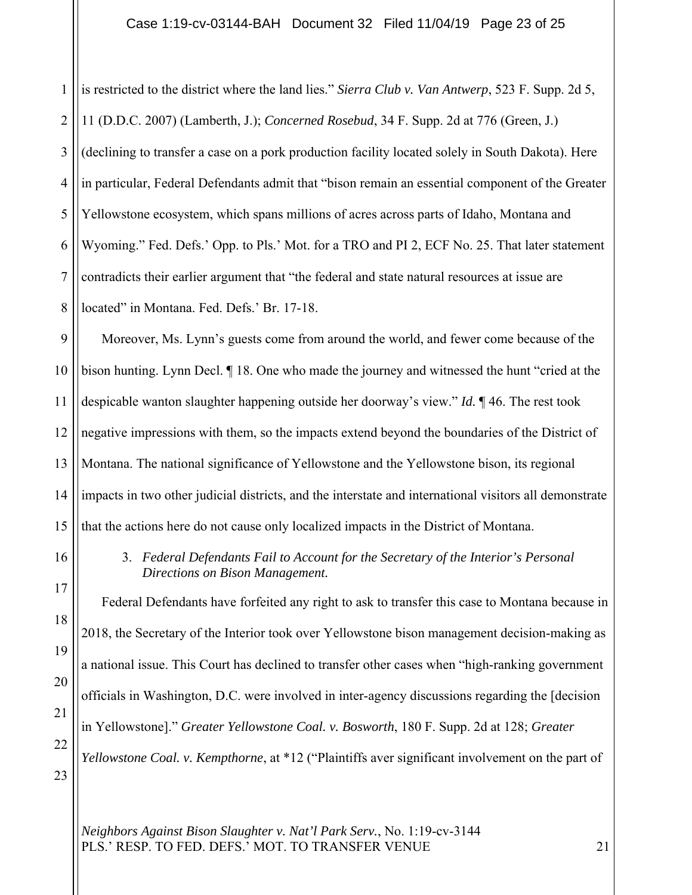is restricted to the district where the land lies." *Sierra Club v. Van Antwerp*, 523 F. Supp. 2d 5, 11 (D.D.C. 2007) (Lamberth, J.); *Concerned Rosebud*, 34 F. Supp. 2d at 776 (Green, J.) (declining to transfer a case on a pork production facility located solely in South Dakota). Here in particular, Federal Defendants admit that "bison remain an essential component of the Greater Yellowstone ecosystem, which spans millions of acres across parts of Idaho, Montana and Wyoming." Fed. Defs.' Opp. to Pls.' Mot. for a TRO and PI 2, ECF No. 25. That later statement contradicts their earlier argument that "the federal and state natural resources at issue are located" in Montana. Fed. Defs.' Br. 17-18.

Moreover, Ms. Lynn's guests come from around the world, and fewer come because of the bison hunting. Lynn Decl. ¶ 18. One who made the journey and witnessed the hunt "cried at the despicable wanton slaughter happening outside her doorway's view." *Id.* ¶ 46. The rest took negative impressions with them, so the impacts extend beyond the boundaries of the District of Montana. The national significance of Yellowstone and the Yellowstone bison, its regional impacts in two other judicial districts, and the interstate and international visitors all demonstrate that the actions here do not cause only localized impacts in the District of Montana.

3. *Federal Defendants Fail to Account for the Secretary of the Interior's Personal Directions on Bison Management.*

Federal Defendants have forfeited any right to ask to transfer this case to Montana because in 2018, the Secretary of the Interior took over Yellowstone bison management decision-making as a national issue. This Court has declined to transfer other cases when "high-ranking government officials in Washington, D.C. were involved in inter-agency discussions regarding the [decision in Yellowstone]." *Greater Yellowstone Coal. v. Bosworth*, 180 F. Supp. 2d at 128; *Greater Yellowstone Coal. v. Kempthorne*, at *12 ("Plaintiffs aver significant involvement on the part of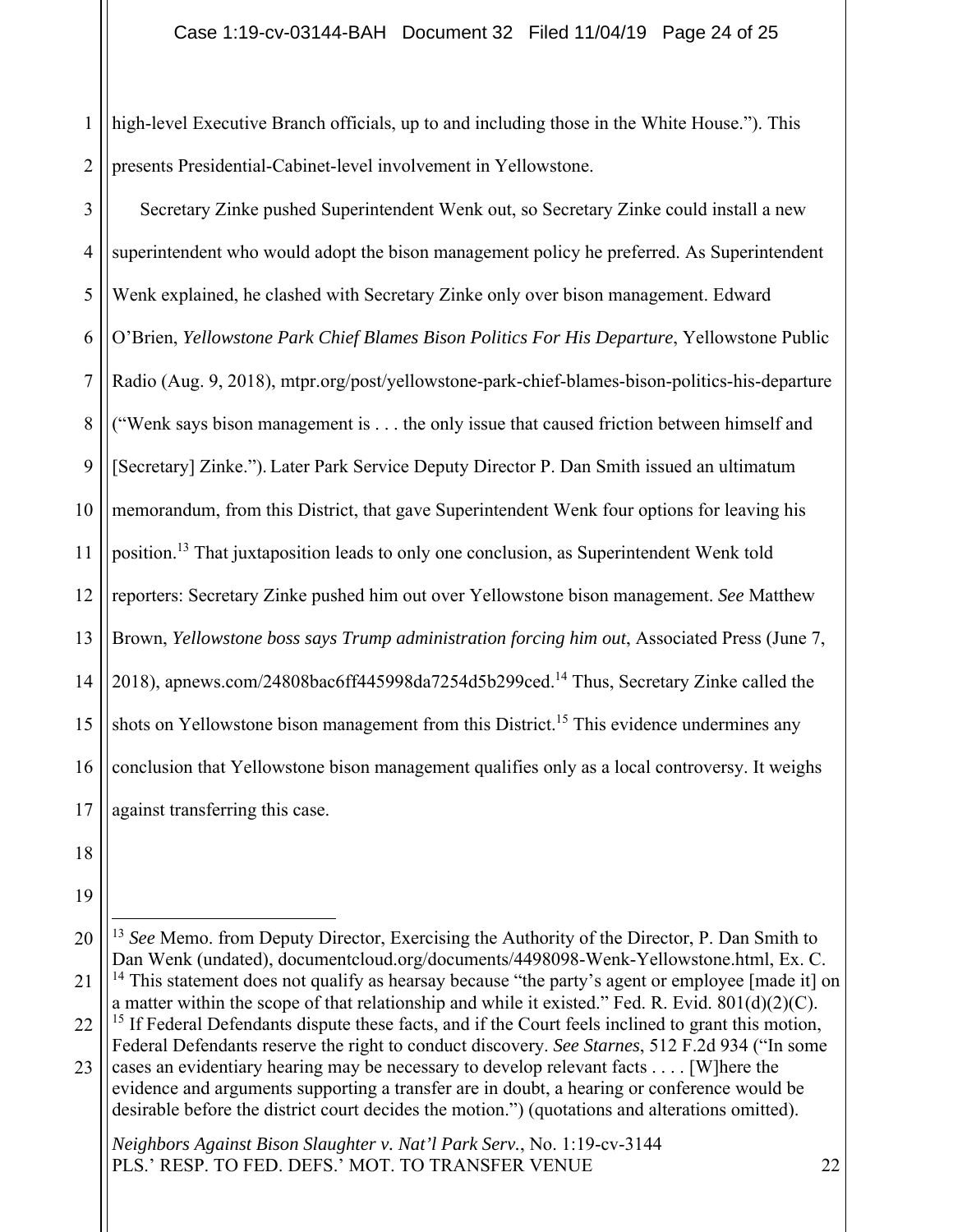high-level Executive Branch officials, up to and including those in the White House."). This presents Presidential-Cabinet-level involvement in Yellowstone.

Secretary Zinke pushed Superintendent Wenk out, so Secretary Zinke could install a new superintendent who would adopt the bison management policy he preferred. As Superintendent Wenk explained, he clashed with Secretary Zinke only over bison management. Edward O'Brien, *Yellowstone Park Chief Blames Bison Politics For His Departure*, Yellowstone Public Radio (Aug. 9, 2018), mtpr.org/post/yellowstone-park-chief-blames-bison-politics-his-departure ("Wenk says bison management is . . . the only issue that caused friction between himself and [Secretary] Zinke."). Later Park Service Deputy Director P. Dan Smith issued an ultimatum memorandum, from this District, that gave Superintendent Wenk four options for leaving his position.[13] That juxtaposition leads to only one conclusion, as Superintendent Wenk told reporters: Secretary Zinke pushed him out over Yellowstone bison management. *See* Matthew Brown, *Yellowstone boss says Trump administration forcing him out*, Associated Press (June 7, 2018), apnews.com/24808bac6ff445998da7254d5b299ced.[14] Thus, Secretary Zinke called the shots on Yellowstone bison management from this District.[15] This evidence undermines any conclusion that Yellowstone bison management qualifies only as a local controversy. It weighs against transferring this case.

---

[13] *See* Memo. from Deputy Director, Exercising the Authority of the Director, P. Dan Smith to Dan Wenk (undated), documentcloud.org/documents/4498098-Wenk-Yellowstone.html, Ex. C.

[14] This statement does not qualify as hearsay because "the party's agent or employee [made it] on a matter within the scope of that relationship and while it existed." Fed. R. Evid. 801(d)(2)(C).

[15] If Federal Defendants dispute these facts, and if the Court feels inclined to grant this motion, Federal Defendants reserve the right to conduct discovery. *See Starnes*, 512 F.2d 934 ("In some cases an evidentiary hearing may be necessary to develop relevant facts . . . . [W]here the evidence and arguments supporting a transfer are in doubt, a hearing or conference would be desirable before the district court decides the motion.") (quotations and alterations omitted).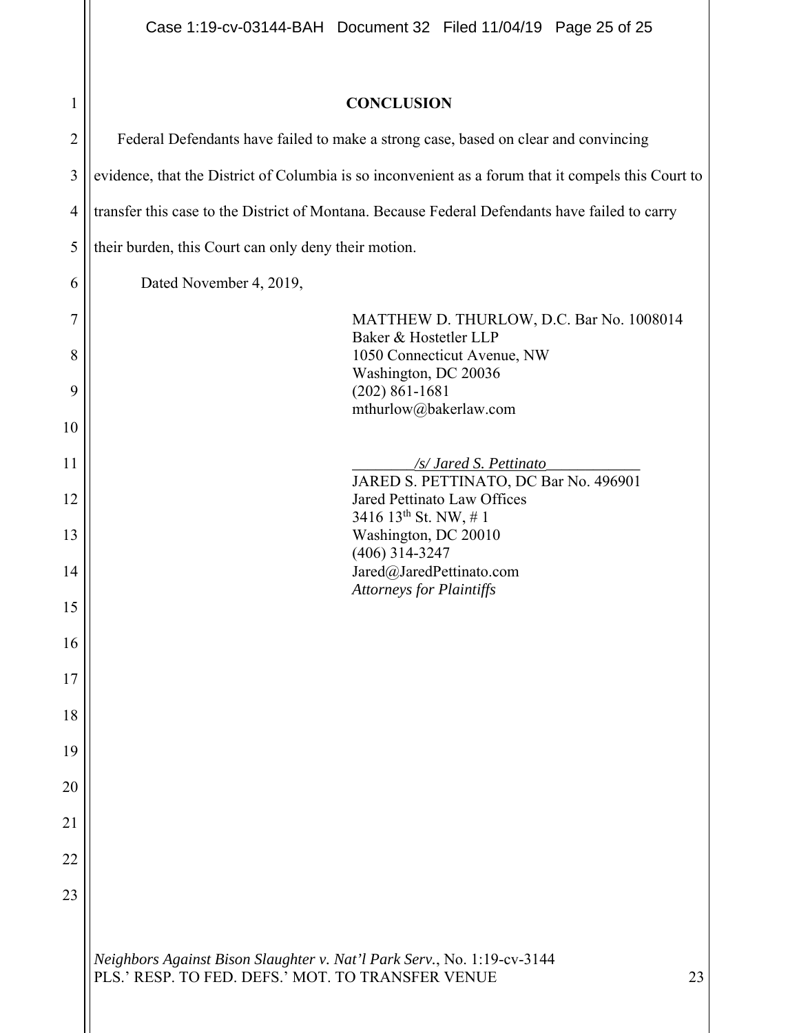## CONCLUSION

Federal Defendants have failed to make a strong case, based on clear and convincing evidence, that the District of Columbia is so inconvenient as a forum that it compels this Court to transfer this case to the District of Montana. Because Federal Defendants have failed to carry their burden, this Court can only deny their motion.

Dated November 4, 2019,

MATTHEW D. THURLOW, D.C. Bar No. 1008014
Baker & Hostetler LLP
1050 Connecticut Avenue, NW
Washington, DC 20036
(202) 861-1681
mthurlow@bakerlaw.com

*/s/ Jared S. Pettinato*
JARED S. PETTINATO, DC Bar No. 496901
Jared Pettinato Law Offices
3416 13th St. NW, # 1
Washington, DC 20010
(406) 314-3247
Jared@JaredPettinato.com
*Attorneys for Plaintiffs*

*Neighbors Against Bison Slaughter v. Nat'l Park Serv.*, No. 1:19-cv-3144
PLS.' RESP. TO FED. DEFS.' MOT. TO TRANSFER VENUE